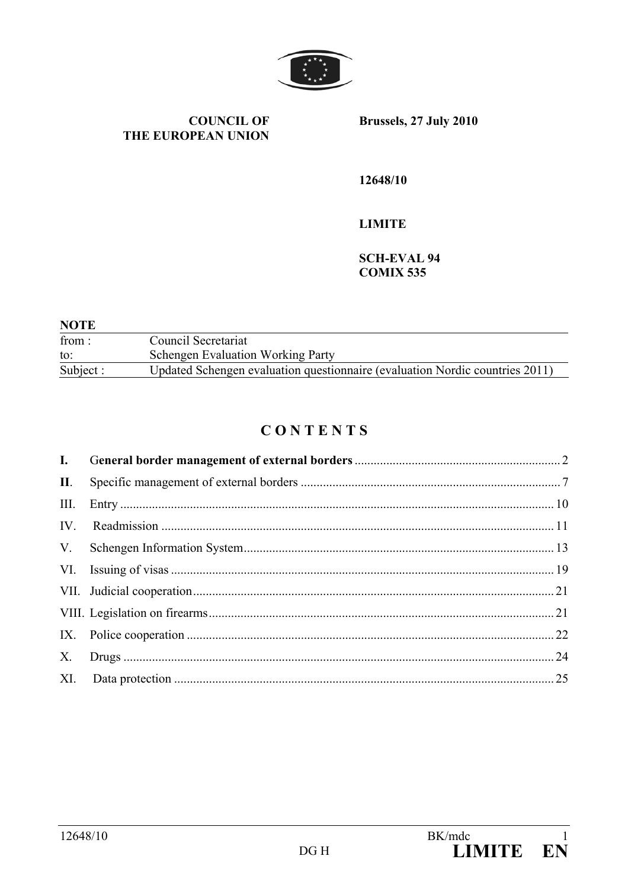**COUNCIL OF THE EUROPEAN UNION**

**Brussels, 27 July 2010**

**12648/10**

**LIMITE**

**SCH-EVAL 94**
**COMIX 535**

**NOTE**

| | |
|---|---|
| from : | Council Secretariat |
| to: | Schengen Evaluation Working Party |
| Subject : | Updated Schengen evaluation questionnaire (evaluation Nordic countries 2011) |

# C O N T E N T S

| | | |
|---|---|---|
| **I.** | **General border management of external borders** | 2 |
| **II**. | Specific management of external borders | 7 |
| III. | Entry | 10 |
| IV. | Readmission | 11 |
| V. | Schengen Information System | 13 |
| VI. | Issuing of visas | 19 |
| VII. | Judicial cooperation | 21 |
| VIII. | Legislation on firearms | 21 |
| IX. | Police cooperation | 22 |
| X. | Drugs | 24 |
| XI. | Data protection | 25 |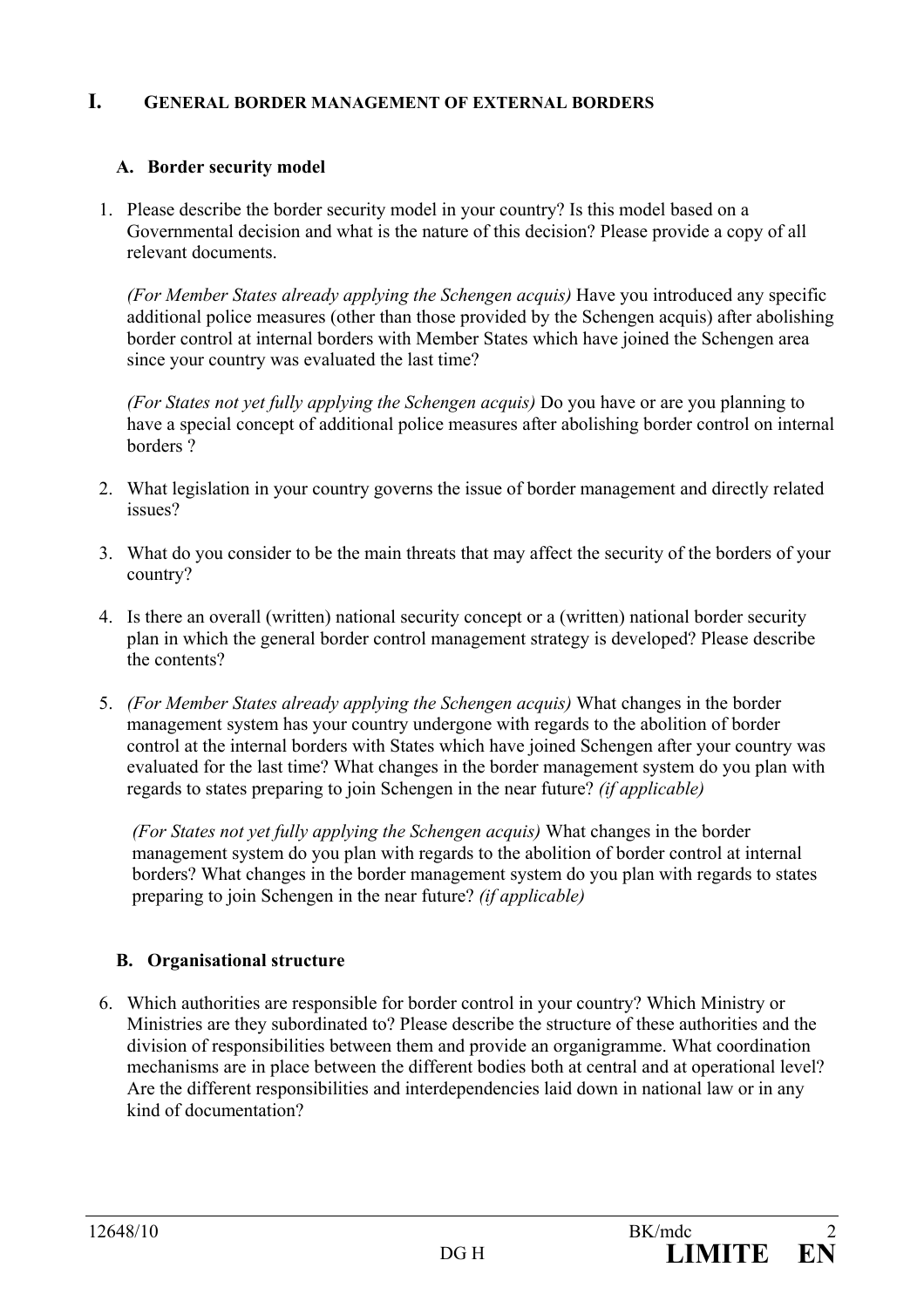# I. GENERAL BORDER MANAGEMENT OF EXTERNAL BORDERS

## A. Border security model

1. Please describe the border security model in your country? Is this model based on a Governmental decision and what is the nature of this decision? Please provide a copy of all relevant documents.

   *(For Member States already applying the Schengen acquis)* Have you introduced any specific additional police measures (other than those provided by the Schengen acquis) after abolishing border control at internal borders with Member States which have joined the Schengen area since your country was evaluated the last time?

   *(For States not yet fully applying the Schengen acquis)* Do you have or are you planning to have a special concept of additional police measures after abolishing border control on internal borders ?

2. What legislation in your country governs the issue of border management and directly related issues?

3. What do you consider to be the main threats that may affect the security of the borders of your country?

4. Is there an overall (written) national security concept or a (written) national border security plan in which the general border control management strategy is developed? Please describe the contents?

5. *(For Member States already applying the Schengen acquis)* What changes in the border management system has your country undergone with regards to the abolition of border control at the internal borders with States which have joined Schengen after your country was evaluated for the last time? What changes in the border management system do you plan with regards to states preparing to join Schengen in the near future? *(if applicable)*

   *(For States not yet fully applying the Schengen acquis)* What changes in the border management system do you plan with regards to the abolition of border control at internal borders? What changes in the border management system do you plan with regards to states preparing to join Schengen in the near future? *(if applicable)*

## B. Organisational structure

6. Which authorities are responsible for border control in your country? Which Ministry or Ministries are they subordinated to? Please describe the structure of these authorities and the division of responsibilities between them and provide an organigramme. What coordination mechanisms are in place between the different bodies both at central and at operational level? Are the different responsibilities and interdependencies laid down in national law or in any kind of documentation?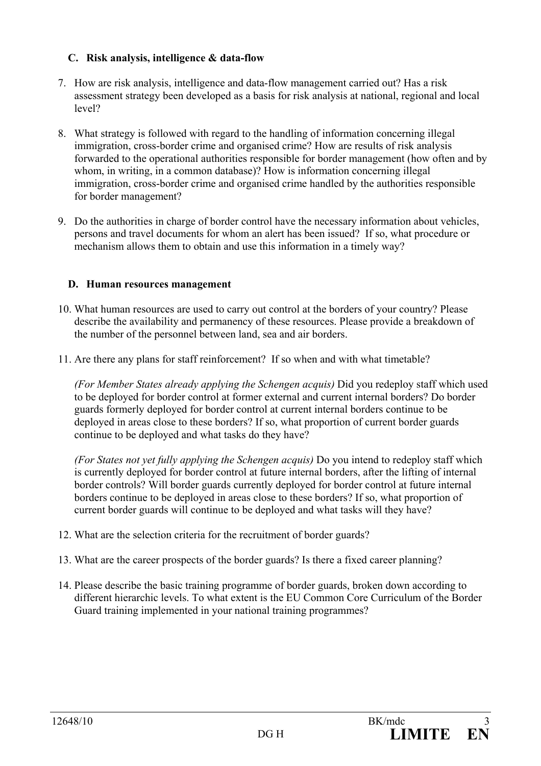### C. Risk analysis, intelligence & data-flow

7. How are risk analysis, intelligence and data-flow management carried out? Has a risk assessment strategy been developed as a basis for risk analysis at national, regional and local level?

8. What strategy is followed with regard to the handling of information concerning illegal immigration, cross-border crime and organised crime? How are results of risk analysis forwarded to the operational authorities responsible for border management (how often and by whom, in writing, in a common database)? How is information concerning illegal immigration, cross-border crime and organised crime handled by the authorities responsible for border management?

9. Do the authorities in charge of border control have the necessary information about vehicles, persons and travel documents for whom an alert has been issued? If so, what procedure or mechanism allows them to obtain and use this information in a timely way?

### D. Human resources management

10. What human resources are used to carry out control at the borders of your country? Please describe the availability and permanency of these resources. Please provide a breakdown of the number of the personnel between land, sea and air borders.

11. Are there any plans for staff reinforcement? If so when and with what timetable?

    *(For Member States already applying the Schengen acquis)* Did you redeploy staff which used to be deployed for border control at former external and current internal borders? Do border guards formerly deployed for border control at current internal borders continue to be deployed in areas close to these borders? If so, what proportion of current border guards continue to be deployed and what tasks do they have?

    *(For States not yet fully applying the Schengen acquis)* Do you intend to redeploy staff which is currently deployed for border control at future internal borders, after the lifting of internal border controls? Will border guards currently deployed for border control at future internal borders continue to be deployed in areas close to these borders? If so, what proportion of current border guards will continue to be deployed and what tasks will they have?

12. What are the selection criteria for the recruitment of border guards?

13. What are the career prospects of the border guards? Is there a fixed career planning?

14. Please describe the basic training programme of border guards, broken down according to different hierarchic levels. To what extent is the EU Common Core Curriculum of the Border Guard training implemented in your national training programmes?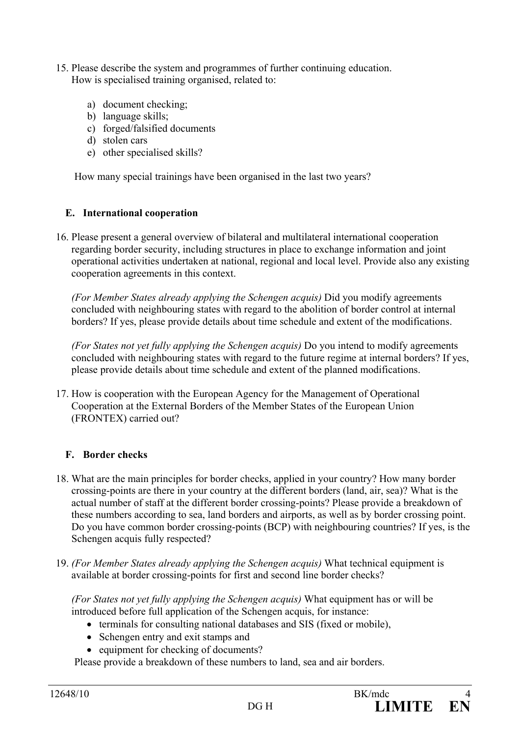15. Please describe the system and programmes of further continuing education.
    How is specialised training organised, related to:

    a) document checking;
    b) language skills;
    c) forged/falsified documents
    d) stolen cars
    e) other specialised skills?

    How many special trainings have been organised in the last two years?

### E. International cooperation

16. Please present a general overview of bilateral and multilateral international cooperation regarding border security, including structures in place to exchange information and joint operational activities undertaken at national, regional and local level. Provide also any existing cooperation agreements in this context.

    *(For Member States already applying the Schengen acquis)* Did you modify agreements concluded with neighbouring states with regard to the abolition of border control at internal borders? If yes, please provide details about time schedule and extent of the modifications.

    *(For States not yet fully applying the Schengen acquis)* Do you intend to modify agreements concluded with neighbouring states with regard to the future regime at internal borders? If yes, please provide details about time schedule and extent of the planned modifications.

17. How is cooperation with the European Agency for the Management of Operational Cooperation at the External Borders of the Member States of the European Union (FRONTEX) carried out?

### F. Border checks

18. What are the main principles for border checks, applied in your country? How many border crossing-points are there in your country at the different borders (land, air, sea)? What is the actual number of staff at the different border crossing-points? Please provide a breakdown of these numbers according to sea, land borders and airports, as well as by border crossing point. Do you have common border crossing-points (BCP) with neighbouring countries? If yes, is the Schengen acquis fully respected?

19. *(For Member States already applying the Schengen acquis)* What technical equipment is available at border crossing-points for first and second line border checks?

    *(For States not yet fully applying the Schengen acquis)* What equipment has or will be introduced before full application of the Schengen acquis, for instance:
    - terminals for consulting national databases and SIS (fixed or mobile),
    - Schengen entry and exit stamps and
    - equipment for checking of documents?

    Please provide a breakdown of these numbers to land, sea and air borders.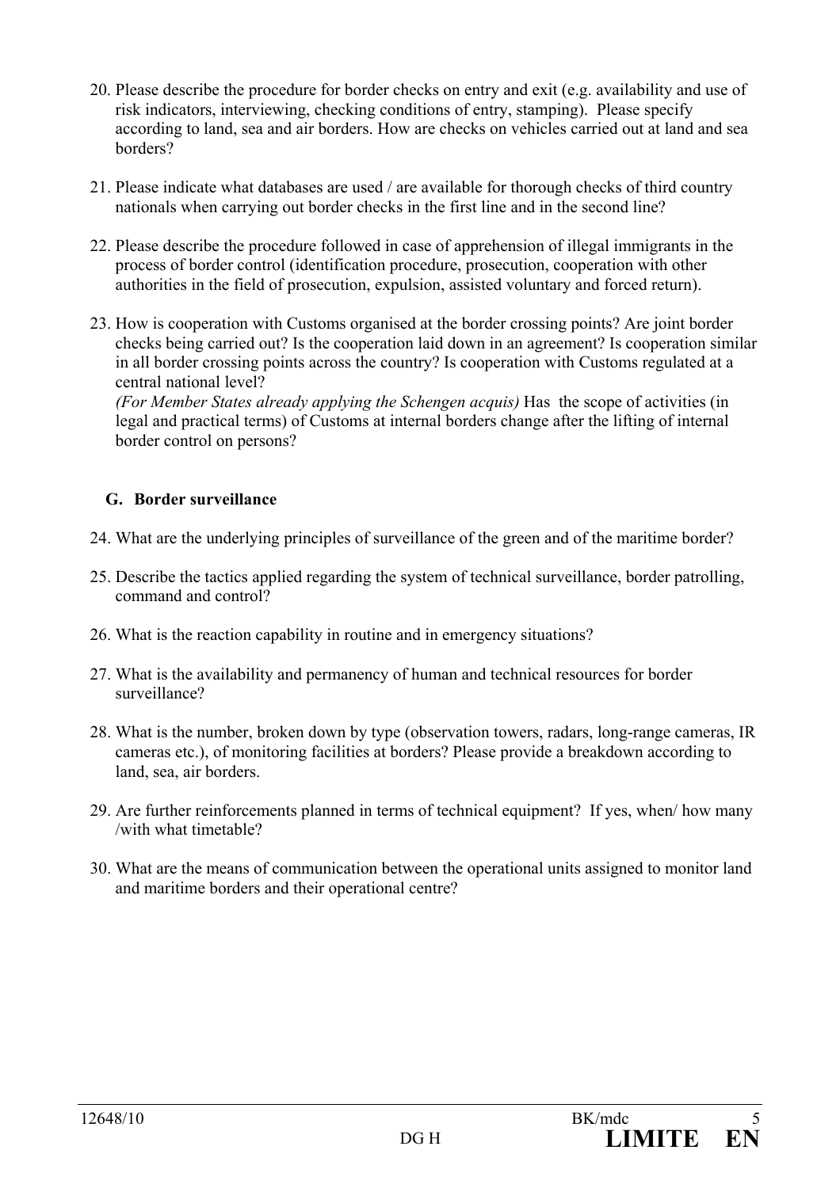20. Please describe the procedure for border checks on entry and exit (e.g. availability and use of risk indicators, interviewing, checking conditions of entry, stamping). Please specify according to land, sea and air borders. How are checks on vehicles carried out at land and sea borders?

21. Please indicate what databases are used / are available for thorough checks of third country nationals when carrying out border checks in the first line and in the second line?

22. Please describe the procedure followed in case of apprehension of illegal immigrants in the process of border control (identification procedure, prosecution, cooperation with other authorities in the field of prosecution, expulsion, assisted voluntary and forced return).

23. How is cooperation with Customs organised at the border crossing points? Are joint border checks being carried out? Is the cooperation laid down in an agreement? Is cooperation similar in all border crossing points across the country? Is cooperation with Customs regulated at a central national level?
    *(For Member States already applying the Schengen acquis)* Has the scope of activities (in legal and practical terms) of Customs at internal borders change after the lifting of internal border control on persons?

## G. Border surveillance

24. What are the underlying principles of surveillance of the green and of the maritime border?

25. Describe the tactics applied regarding the system of technical surveillance, border patrolling, command and control?

26. What is the reaction capability in routine and in emergency situations?

27. What is the availability and permanency of human and technical resources for border surveillance?

28. What is the number, broken down by type (observation towers, radars, long-range cameras, IR cameras etc.), of monitoring facilities at borders? Please provide a breakdown according to land, sea, air borders.

29. Are further reinforcements planned in terms of technical equipment? If yes, when/ how many /with what timetable?

30. What are the means of communication between the operational units assigned to monitor land and maritime borders and their operational centre?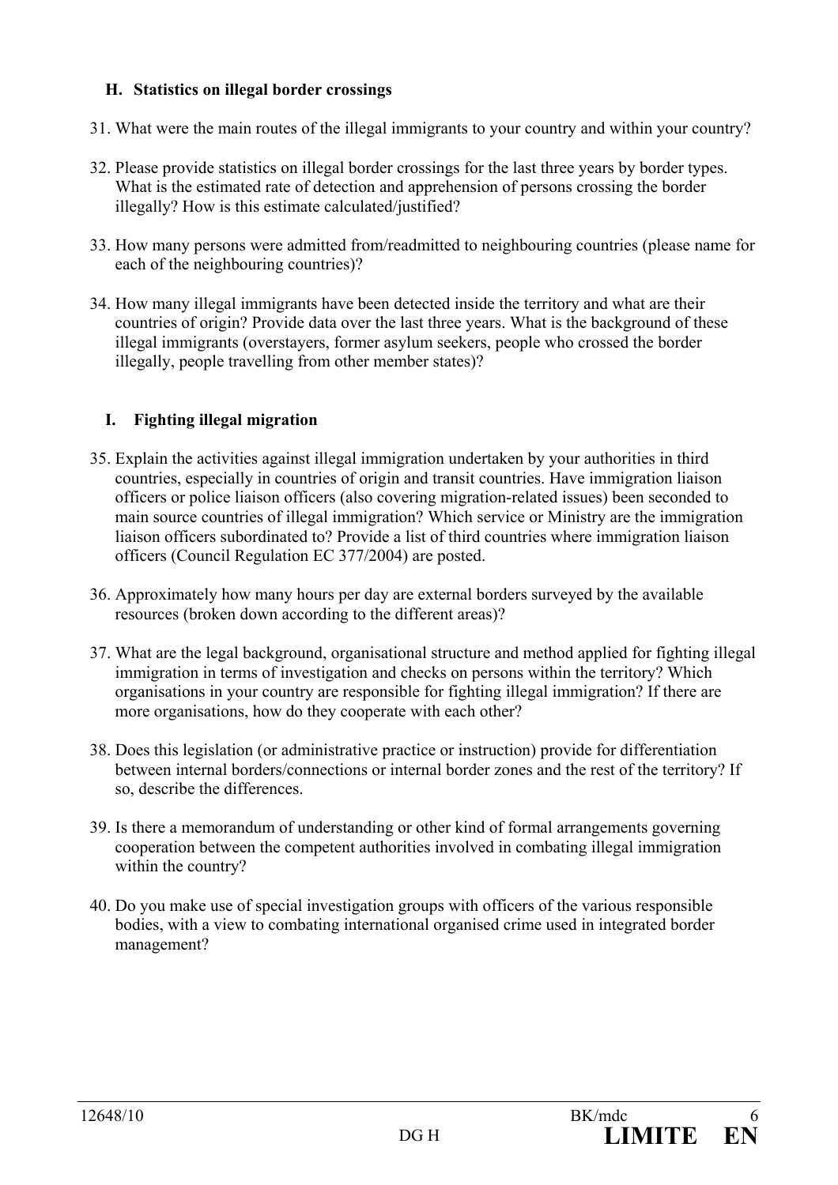## H. Statistics on illegal border crossings

31. What were the main routes of the illegal immigrants to your country and within your country?

32. Please provide statistics on illegal border crossings for the last three years by border types. What is the estimated rate of detection and apprehension of persons crossing the border illegally? How is this estimate calculated/justified?

33. How many persons were admitted from/readmitted to neighbouring countries (please name for each of the neighbouring countries)?

34. How many illegal immigrants have been detected inside the territory and what are their countries of origin? Provide data over the last three years. What is the background of these illegal immigrants (overstayers, former asylum seekers, people who crossed the border illegally, people travelling from other member states)?

## I. Fighting illegal migration

35. Explain the activities against illegal immigration undertaken by your authorities in third countries, especially in countries of origin and transit countries. Have immigration liaison officers or police liaison officers (also covering migration-related issues) been seconded to main source countries of illegal immigration? Which service or Ministry are the immigration liaison officers subordinated to? Provide a list of third countries where immigration liaison officers (Council Regulation EC 377/2004) are posted.

36. Approximately how many hours per day are external borders surveyed by the available resources (broken down according to the different areas)?

37. What are the legal background, organisational structure and method applied for fighting illegal immigration in terms of investigation and checks on persons within the territory? Which organisations in your country are responsible for fighting illegal immigration? If there are more organisations, how do they cooperate with each other?

38. Does this legislation (or administrative practice or instruction) provide for differentiation between internal borders/connections or internal border zones and the rest of the territory? If so, describe the differences.

39. Is there a memorandum of understanding or other kind of formal arrangements governing cooperation between the competent authorities involved in combating illegal immigration within the country?

40. Do you make use of special investigation groups with officers of the various responsible bodies, with a view to combating international organised crime used in integrated border management?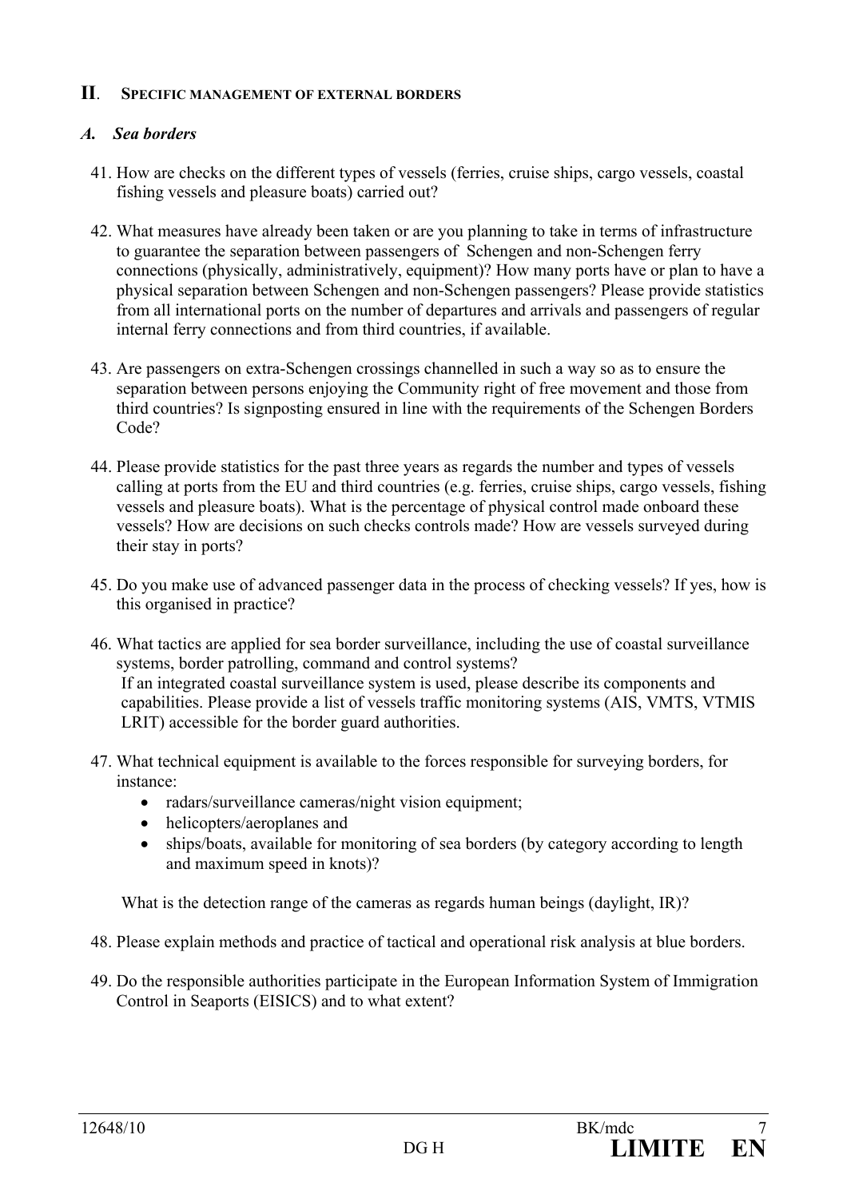## II. SPECIFIC MANAGEMENT OF EXTERNAL BORDERS

### *A. Sea borders*

41. How are checks on the different types of vessels (ferries, cruise ships, cargo vessels, coastal fishing vessels and pleasure boats) carried out?

42. What measures have already been taken or are you planning to take in terms of infrastructure to guarantee the separation between passengers of Schengen and non-Schengen ferry connections (physically, administratively, equipment)? How many ports have or plan to have a physical separation between Schengen and non-Schengen passengers? Please provide statistics from all international ports on the number of departures and arrivals and passengers of regular internal ferry connections and from third countries, if available.

43. Are passengers on extra-Schengen crossings channelled in such a way so as to ensure the separation between persons enjoying the Community right of free movement and those from third countries? Is signposting ensured in line with the requirements of the Schengen Borders Code?

44. Please provide statistics for the past three years as regards the number and types of vessels calling at ports from the EU and third countries (e.g. ferries, cruise ships, cargo vessels, fishing vessels and pleasure boats). What is the percentage of physical control made onboard these vessels? How are decisions on such checks controls made? How are vessels surveyed during their stay in ports?

45. Do you make use of advanced passenger data in the process of checking vessels? If yes, how is this organised in practice?

46. What tactics are applied for sea border surveillance, including the use of coastal surveillance systems, border patrolling, command and control systems?
    If an integrated coastal surveillance system is used, please describe its components and capabilities. Please provide a list of vessels traffic monitoring systems (AIS, VMTS, VTMIS LRIT) accessible for the border guard authorities.

47. What technical equipment is available to the forces responsible for surveying borders, for instance:
    - radars/surveillance cameras/night vision equipment;
    - helicopters/aeroplanes and
    - ships/boats, available for monitoring of sea borders (by category according to length and maximum speed in knots)?

    What is the detection range of the cameras as regards human beings (daylight, IR)?

48. Please explain methods and practice of tactical and operational risk analysis at blue borders.

49. Do the responsible authorities participate in the European Information System of Immigration Control in Seaports (EISICS) and to what extent?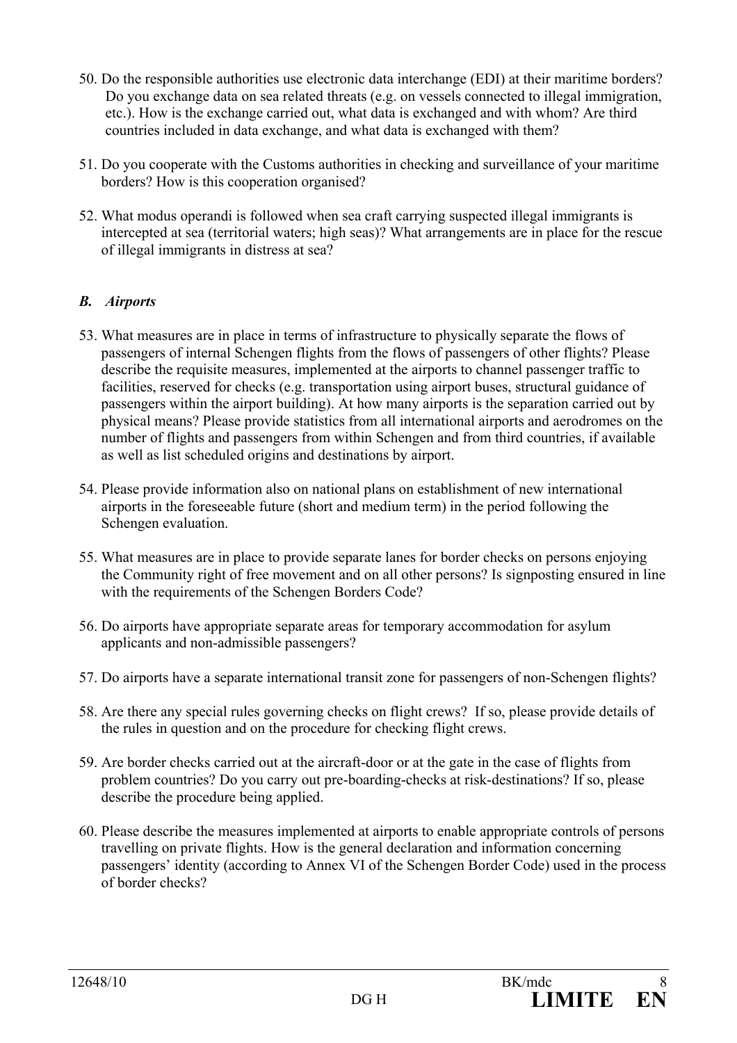50. Do the responsible authorities use electronic data interchange (EDI) at their maritime borders? Do you exchange data on sea related threats (e.g. on vessels connected to illegal immigration, etc.). How is the exchange carried out, what data is exchanged and with whom? Are third countries included in data exchange, and what data is exchanged with them?

51. Do you cooperate with the Customs authorities in checking and surveillance of your maritime borders? How is this cooperation organised?

52. What modus operandi is followed when sea craft carrying suspected illegal immigrants is intercepted at sea (territorial waters; high seas)? What arrangements are in place for the rescue of illegal immigrants in distress at sea?

### *B. Airports*

53. What measures are in place in terms of infrastructure to physically separate the flows of passengers of internal Schengen flights from the flows of passengers of other flights? Please describe the requisite measures, implemented at the airports to channel passenger traffic to facilities, reserved for checks (e.g. transportation using airport buses, structural guidance of passengers within the airport building). At how many airports is the separation carried out by physical means? Please provide statistics from all international airports and aerodromes on the number of flights and passengers from within Schengen and from third countries, if available as well as list scheduled origins and destinations by airport.

54. Please provide information also on national plans on establishment of new international airports in the foreseeable future (short and medium term) in the period following the Schengen evaluation.

55. What measures are in place to provide separate lanes for border checks on persons enjoying the Community right of free movement and on all other persons? Is signposting ensured in line with the requirements of the Schengen Borders Code?

56. Do airports have appropriate separate areas for temporary accommodation for asylum applicants and non-admissible passengers?

57. Do airports have a separate international transit zone for passengers of non-Schengen flights?

58. Are there any special rules governing checks on flight crews? If so, please provide details of the rules in question and on the procedure for checking flight crews.

59. Are border checks carried out at the aircraft-door or at the gate in the case of flights from problem countries? Do you carry out pre-boarding-checks at risk-destinations? If so, please describe the procedure being applied.

60. Please describe the measures implemented at airports to enable appropriate controls of persons travelling on private flights. How is the general declaration and information concerning passengers' identity (according to Annex VI of the Schengen Border Code) used in the process of border checks?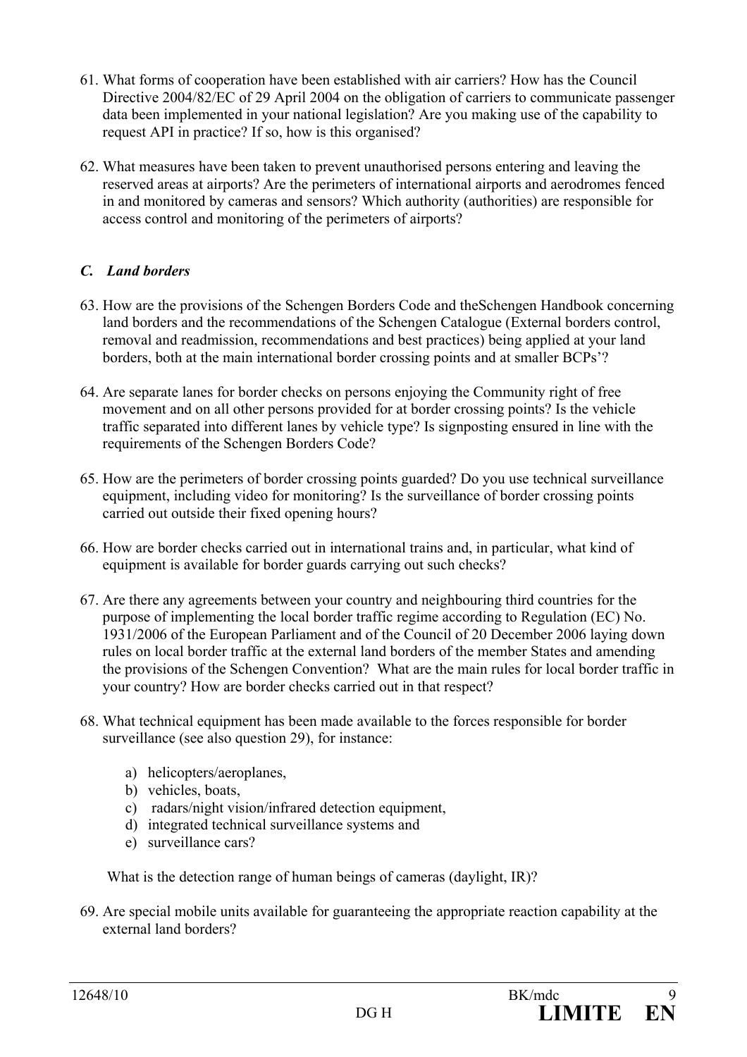61. What forms of cooperation have been established with air carriers? How has the Council Directive 2004/82/EC of 29 April 2004 on the obligation of carriers to communicate passenger data been implemented in your national legislation? Are you making use of the capability to request API in practice? If so, how is this organised?

62. What measures have been taken to prevent unauthorised persons entering and leaving the reserved areas at airports? Are the perimeters of international airports and aerodromes fenced in and monitored by cameras and sensors? Which authority (authorities) are responsible for access control and monitoring of the perimeters of airports?

### *C. Land borders*

63. How are the provisions of the Schengen Borders Code and theSchengen Handbook concerning land borders and the recommendations of the Schengen Catalogue (External borders control, removal and readmission, recommendations and best practices) being applied at your land borders, both at the main international border crossing points and at smaller BCPs'?

64. Are separate lanes for border checks on persons enjoying the Community right of free movement and on all other persons provided for at border crossing points? Is the vehicle traffic separated into different lanes by vehicle type? Is signposting ensured in line with the requirements of the Schengen Borders Code?

65. How are the perimeters of border crossing points guarded? Do you use technical surveillance equipment, including video for monitoring? Is the surveillance of border crossing points carried out outside their fixed opening hours?

66. How are border checks carried out in international trains and, in particular, what kind of equipment is available for border guards carrying out such checks?

67. Are there any agreements between your country and neighbouring third countries for the purpose of implementing the local border traffic regime according to Regulation (EC) No. 1931/2006 of the European Parliament and of the Council of 20 December 2006 laying down rules on local border traffic at the external land borders of the member States and amending the provisions of the Schengen Convention? What are the main rules for local border traffic in your country? How are border checks carried out in that respect?

68. What technical equipment has been made available to the forces responsible for border surveillance (see also question 29), for instance:

    a) helicopters/aeroplanes,
    b) vehicles, boats,
    c) radars/night vision/infrared detection equipment,
    d) integrated technical surveillance systems and
    e) surveillance cars?

    What is the detection range of human beings of cameras (daylight, IR)?

69. Are special mobile units available for guaranteeing the appropriate reaction capability at the external land borders?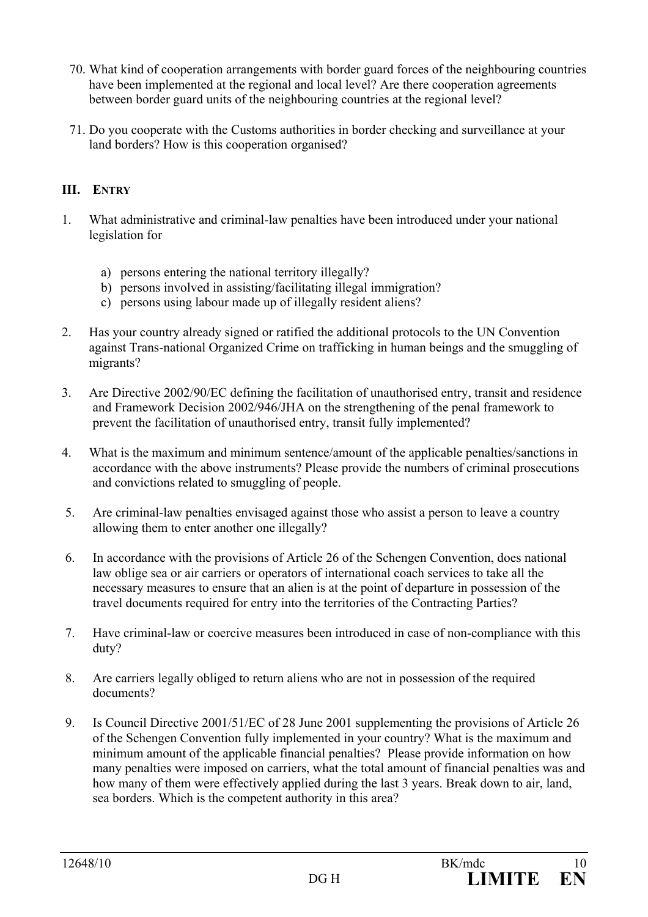70. What kind of cooperation arrangements with border guard forces of the neighbouring countries have been implemented at the regional and local level? Are there cooperation agreements between border guard units of the neighbouring countries at the regional level?

71. Do you cooperate with the Customs authorities in border checking and surveillance at your land borders? How is this cooperation organised?

## III. ENTRY

1. What administrative and criminal-law penalties have been introduced under your national legislation for

    a) persons entering the national territory illegally?
    b) persons involved in assisting/facilitating illegal immigration?
    c) persons using labour made up of illegally resident aliens?

2. Has your country already signed or ratified the additional protocols to the UN Convention against Trans-national Organized Crime on trafficking in human beings and the smuggling of migrants?

3. Are Directive 2002/90/EC defining the facilitation of unauthorised entry, transit and residence and Framework Decision 2002/946/JHA on the strengthening of the penal framework to prevent the facilitation of unauthorised entry, transit fully implemented?

4. What is the maximum and minimum sentence/amount of the applicable penalties/sanctions in accordance with the above instruments? Please provide the numbers of criminal prosecutions and convictions related to smuggling of people.

5. Are criminal-law penalties envisaged against those who assist a person to leave a country allowing them to enter another one illegally?

6. In accordance with the provisions of Article 26 of the Schengen Convention, does national law oblige sea or air carriers or operators of international coach services to take all the necessary measures to ensure that an alien is at the point of departure in possession of the travel documents required for entry into the territories of the Contracting Parties?

7. Have criminal-law or coercive measures been introduced in case of non-compliance with this duty?

8. Are carriers legally obliged to return aliens who are not in possession of the required documents?

9. Is Council Directive 2001/51/EC of 28 June 2001 supplementing the provisions of Article 26 of the Schengen Convention fully implemented in your country? What is the maximum and minimum amount of the applicable financial penalties? Please provide information on how many penalties were imposed on carriers, what the total amount of financial penalties was and how many of them were effectively applied during the last 3 years. Break down to air, land, sea borders. Which is the competent authority in this area?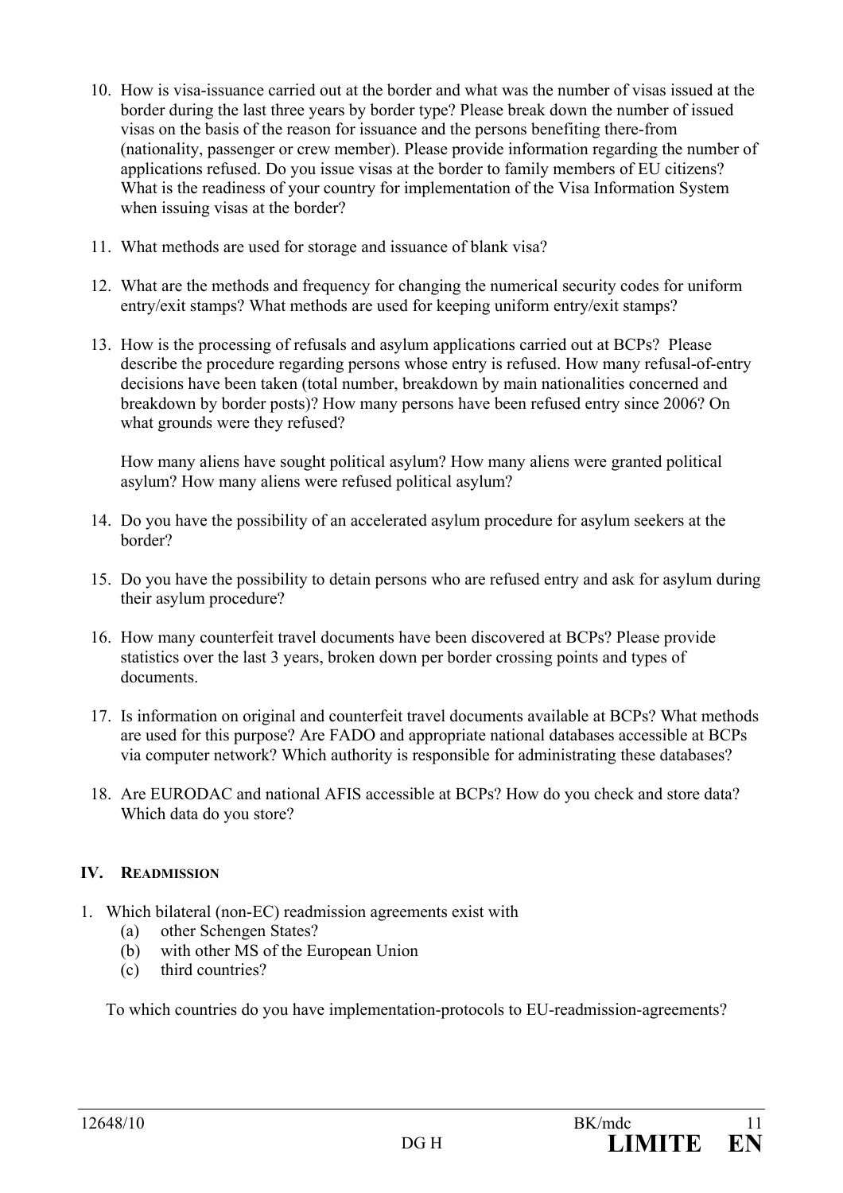10. How is visa-issuance carried out at the border and what was the number of visas issued at the border during the last three years by border type? Please break down the number of issued visas on the basis of the reason for issuance and the persons benefiting there-from (nationality, passenger or crew member). Please provide information regarding the number of applications refused. Do you issue visas at the border to family members of EU citizens? What is the readiness of your country for implementation of the Visa Information System when issuing visas at the border?

11. What methods are used for storage and issuance of blank visa?

12. What are the methods and frequency for changing the numerical security codes for uniform entry/exit stamps? What methods are used for keeping uniform entry/exit stamps?

13. How is the processing of refusals and asylum applications carried out at BCPs? Please describe the procedure regarding persons whose entry is refused. How many refusal-of-entry decisions have been taken (total number, breakdown by main nationalities concerned and breakdown by border posts)? How many persons have been refused entry since 2006? On what grounds were they refused?

    How many aliens have sought political asylum? How many aliens were granted political asylum? How many aliens were refused political asylum?

14. Do you have the possibility of an accelerated asylum procedure for asylum seekers at the border?

15. Do you have the possibility to detain persons who are refused entry and ask for asylum during their asylum procedure?

16. How many counterfeit travel documents have been discovered at BCPs? Please provide statistics over the last 3 years, broken down per border crossing points and types of documents.

17. Is information on original and counterfeit travel documents available at BCPs? What methods are used for this purpose? Are FADO and appropriate national databases accessible at BCPs via computer network? Which authority is responsible for administrating these databases?

18. Are EURODAC and national AFIS accessible at BCPs? How do you check and store data? Which data do you store?

## IV. Readmission

1. Which bilateral (non-EC) readmission agreements exist with
   (a) other Schengen States?
   (b) with other MS of the European Union
   (c) third countries?

   To which countries do you have implementation-protocols to EU-readmission-agreements?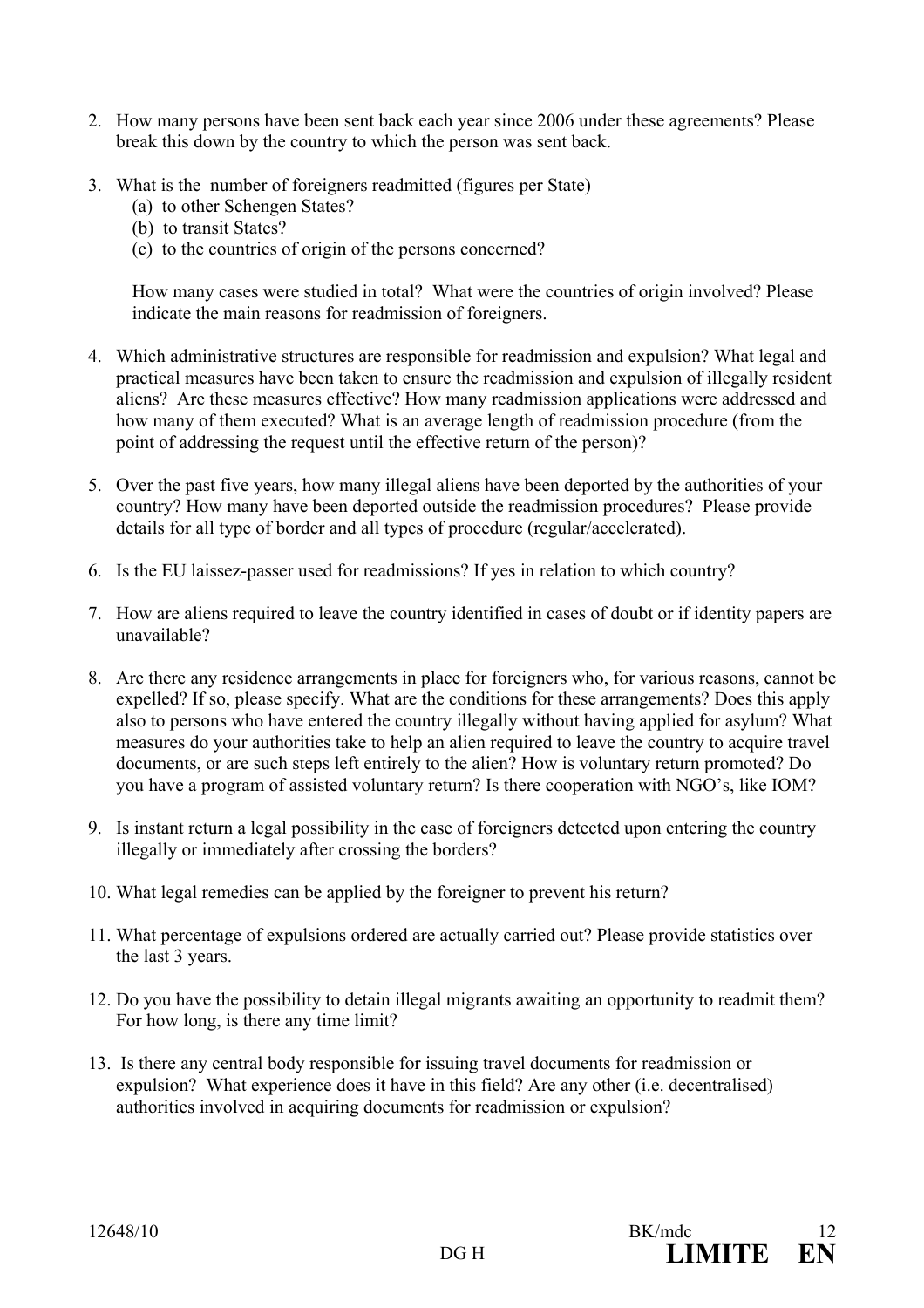2. How many persons have been sent back each year since 2006 under these agreements? Please break this down by the country to which the person was sent back.

3. What is the number of foreigners readmitted (figures per State)
   (a) to other Schengen States?
   (b) to transit States?
   (c) to the countries of origin of the persons concerned?

   How many cases were studied in total? What were the countries of origin involved? Please indicate the main reasons for readmission of foreigners.

4. Which administrative structures are responsible for readmission and expulsion? What legal and practical measures have been taken to ensure the readmission and expulsion of illegally resident aliens? Are these measures effective? How many readmission applications were addressed and how many of them executed? What is an average length of readmission procedure (from the point of addressing the request until the effective return of the person)?

5. Over the past five years, how many illegal aliens have been deported by the authorities of your country? How many have been deported outside the readmission procedures? Please provide details for all type of border and all types of procedure (regular/accelerated).

6. Is the EU laissez-passer used for readmissions? If yes in relation to which country?

7. How are aliens required to leave the country identified in cases of doubt or if identity papers are unavailable?

8. Are there any residence arrangements in place for foreigners who, for various reasons, cannot be expelled? If so, please specify. What are the conditions for these arrangements? Does this apply also to persons who have entered the country illegally without having applied for asylum? What measures do your authorities take to help an alien required to leave the country to acquire travel documents, or are such steps left entirely to the alien? How is voluntary return promoted? Do you have a program of assisted voluntary return? Is there cooperation with NGO's, like IOM?

9. Is instant return a legal possibility in the case of foreigners detected upon entering the country illegally or immediately after crossing the borders?

10. What legal remedies can be applied by the foreigner to prevent his return?

11. What percentage of expulsions ordered are actually carried out? Please provide statistics over the last 3 years.

12. Do you have the possibility to detain illegal migrants awaiting an opportunity to readmit them? For how long, is there any time limit?

13. Is there any central body responsible for issuing travel documents for readmission or expulsion? What experience does it have in this field? Are any other (i.e. decentralised) authorities involved in acquiring documents for readmission or expulsion?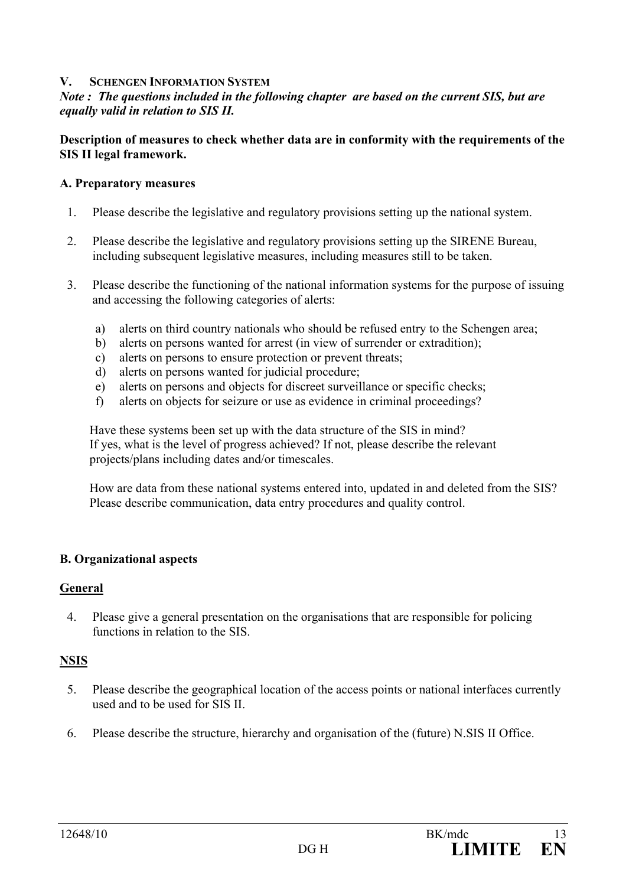## V. SCHENGEN INFORMATION SYSTEM

***Note : The questions included in the following chapter are based on the current SIS, but are equally valid in relation to SIS II.***

**Description of measures to check whether data are in conformity with the requirements of the SIS II legal framework.**

### A. Preparatory measures

1. Please describe the legislative and regulatory provisions setting up the national system.

2. Please describe the legislative and regulatory provisions setting up the SIRENE Bureau, including subsequent legislative measures, including measures still to be taken.

3. Please describe the functioning of the national information systems for the purpose of issuing and accessing the following categories of alerts:

   a) alerts on third country nationals who should be refused entry to the Schengen area;
   b) alerts on persons wanted for arrest (in view of surrender or extradition);
   c) alerts on persons to ensure protection or prevent threats;
   d) alerts on persons wanted for judicial procedure;
   e) alerts on persons and objects for discreet surveillance or specific checks;
   f) alerts on objects for seizure or use as evidence in criminal proceedings?

   Have these systems been set up with the data structure of the SIS in mind?
   If yes, what is the level of progress achieved? If not, please describe the relevant projects/plans including dates and/or timescales.

   How are data from these national systems entered into, updated in and deleted from the SIS? Please describe communication, data entry procedures and quality control.

### B. Organizational aspects

**General**

4. Please give a general presentation on the organisations that are responsible for policing functions in relation to the SIS.

**NSIS**

5. Please describe the geographical location of the access points or national interfaces currently used and to be used for SIS II.

6. Please describe the structure, hierarchy and organisation of the (future) N.SIS II Office.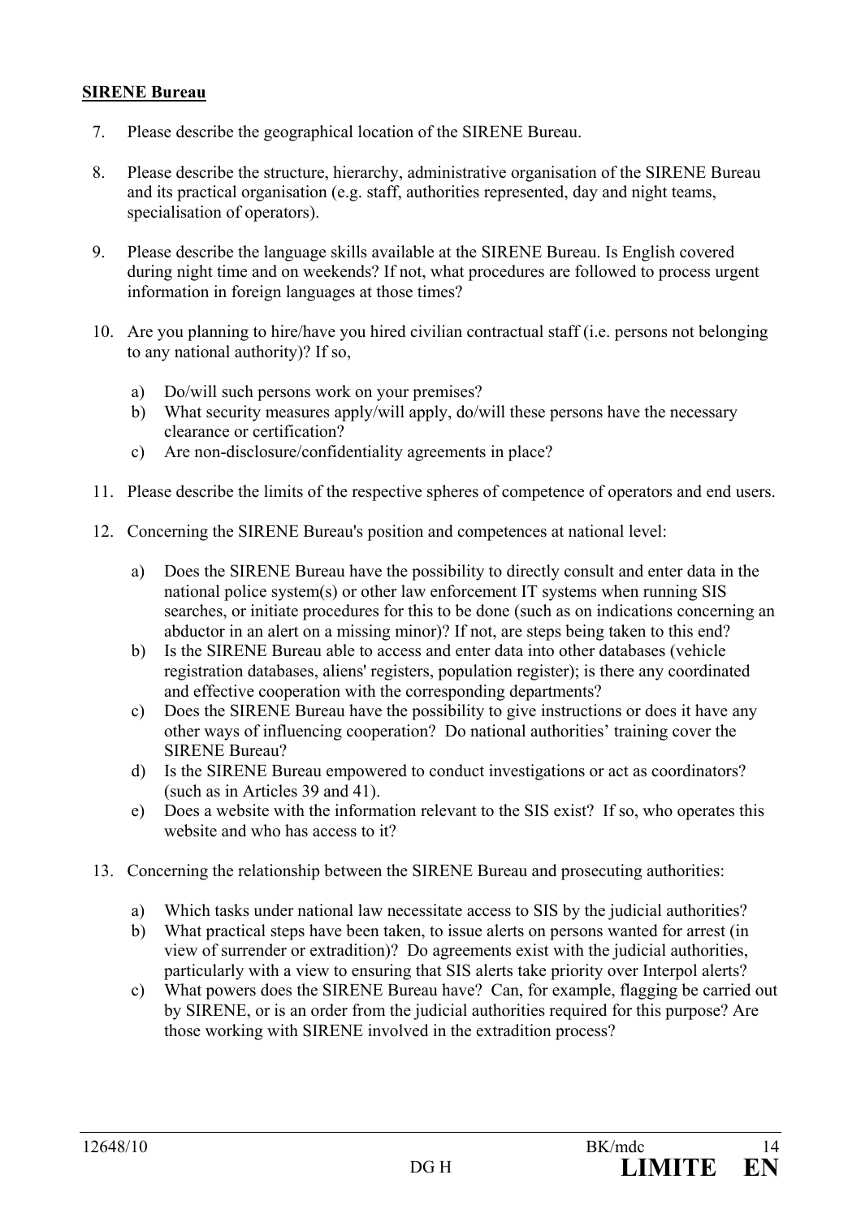**SIRENE Bureau**

7. Please describe the geographical location of the SIRENE Bureau.

8. Please describe the structure, hierarchy, administrative organisation of the SIRENE Bureau and its practical organisation (e.g. staff, authorities represented, day and night teams, specialisation of operators).

9. Please describe the language skills available at the SIRENE Bureau. Is English covered during night time and on weekends? If not, what procedures are followed to process urgent information in foreign languages at those times?

10. Are you planning to hire/have you hired civilian contractual staff (i.e. persons not belonging to any national authority)? If so,

    a) Do/will such persons work on your premises?
    b) What security measures apply/will apply, do/will these persons have the necessary clearance or certification?
    c) Are non-disclosure/confidentiality agreements in place?

11. Please describe the limits of the respective spheres of competence of operators and end users.

12. Concerning the SIRENE Bureau's position and competences at national level:

    a) Does the SIRENE Bureau have the possibility to directly consult and enter data in the national police system(s) or other law enforcement IT systems when running SIS searches, or initiate procedures for this to be done (such as on indications concerning an abductor in an alert on a missing minor)? If not, are steps being taken to this end?
    b) Is the SIRENE Bureau able to access and enter data into other databases (vehicle registration databases, aliens' registers, population register); is there any coordinated and effective cooperation with the corresponding departments?
    c) Does the SIRENE Bureau have the possibility to give instructions or does it have any other ways of influencing cooperation? Do national authorities' training cover the SIRENE Bureau?
    d) Is the SIRENE Bureau empowered to conduct investigations or act as coordinators? (such as in Articles 39 and 41).
    e) Does a website with the information relevant to the SIS exist? If so, who operates this website and who has access to it?

13. Concerning the relationship between the SIRENE Bureau and prosecuting authorities:

    a) Which tasks under national law necessitate access to SIS by the judicial authorities?
    b) What practical steps have been taken, to issue alerts on persons wanted for arrest (in view of surrender or extradition)? Do agreements exist with the judicial authorities, particularly with a view to ensuring that SIS alerts take priority over Interpol alerts?
    c) What powers does the SIRENE Bureau have? Can, for example, flagging be carried out by SIRENE, or is an order from the judicial authorities required for this purpose? Are those working with SIRENE involved in the extradition process?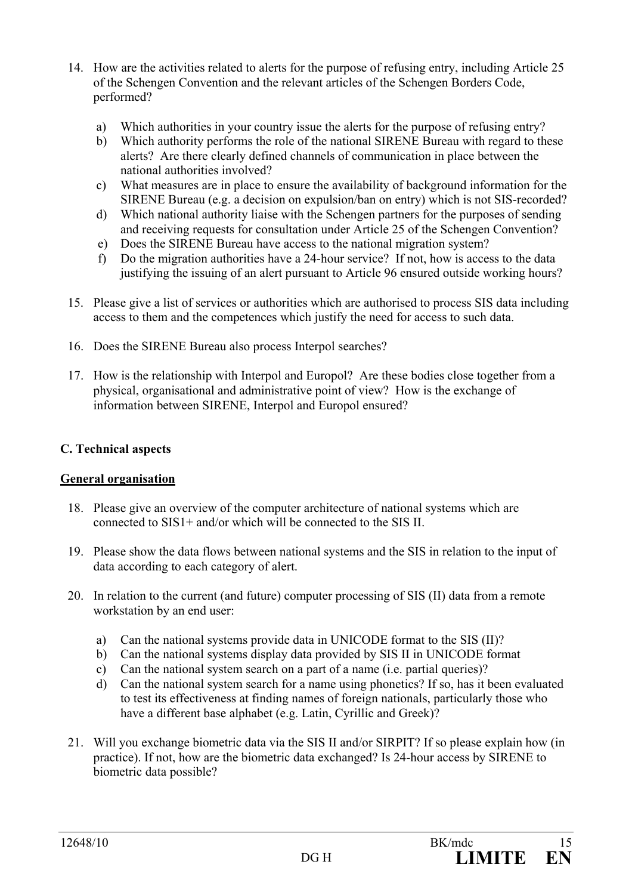14. How are the activities related to alerts for the purpose of refusing entry, including Article 25 of the Schengen Convention and the relevant articles of the Schengen Borders Code, performed?

    a) Which authorities in your country issue the alerts for the purpose of refusing entry?
    b) Which authority performs the role of the national SIRENE Bureau with regard to these alerts? Are there clearly defined channels of communication in place between the national authorities involved?
    c) What measures are in place to ensure the availability of background information for the SIRENE Bureau (e.g. a decision on expulsion/ban on entry) which is not SIS-recorded?
    d) Which national authority liaise with the Schengen partners for the purposes of sending and receiving requests for consultation under Article 25 of the Schengen Convention?
    e) Does the SIRENE Bureau have access to the national migration system?
    f) Do the migration authorities have a 24-hour service? If not, how is access to the data justifying the issuing of an alert pursuant to Article 96 ensured outside working hours?

15. Please give a list of services or authorities which are authorised to process SIS data including access to them and the competences which justify the need for access to such data.

16. Does the SIRENE Bureau also process Interpol searches?

17. How is the relationship with Interpol and Europol? Are these bodies close together from a physical, organisational and administrative point of view? How is the exchange of information between SIRENE, Interpol and Europol ensured?

## C. Technical aspects

### General organisation

18. Please give an overview of the computer architecture of national systems which are connected to SIS1+ and/or which will be connected to the SIS II.

19. Please show the data flows between national systems and the SIS in relation to the input of data according to each category of alert.

20. In relation to the current (and future) computer processing of SIS (II) data from a remote workstation by an end user:

    a) Can the national systems provide data in UNICODE format to the SIS (II)?
    b) Can the national systems display data provided by SIS II in UNICODE format
    c) Can the national system search on a part of a name (i.e. partial queries)?
    d) Can the national system search for a name using phonetics? If so, has it been evaluated to test its effectiveness at finding names of foreign nationals, particularly those who have a different base alphabet (e.g. Latin, Cyrillic and Greek)?

21. Will you exchange biometric data via the SIS II and/or SIRPIT? If so please explain how (in practice). If not, how are the biometric data exchanged? Is 24-hour access by SIRENE to biometric data possible?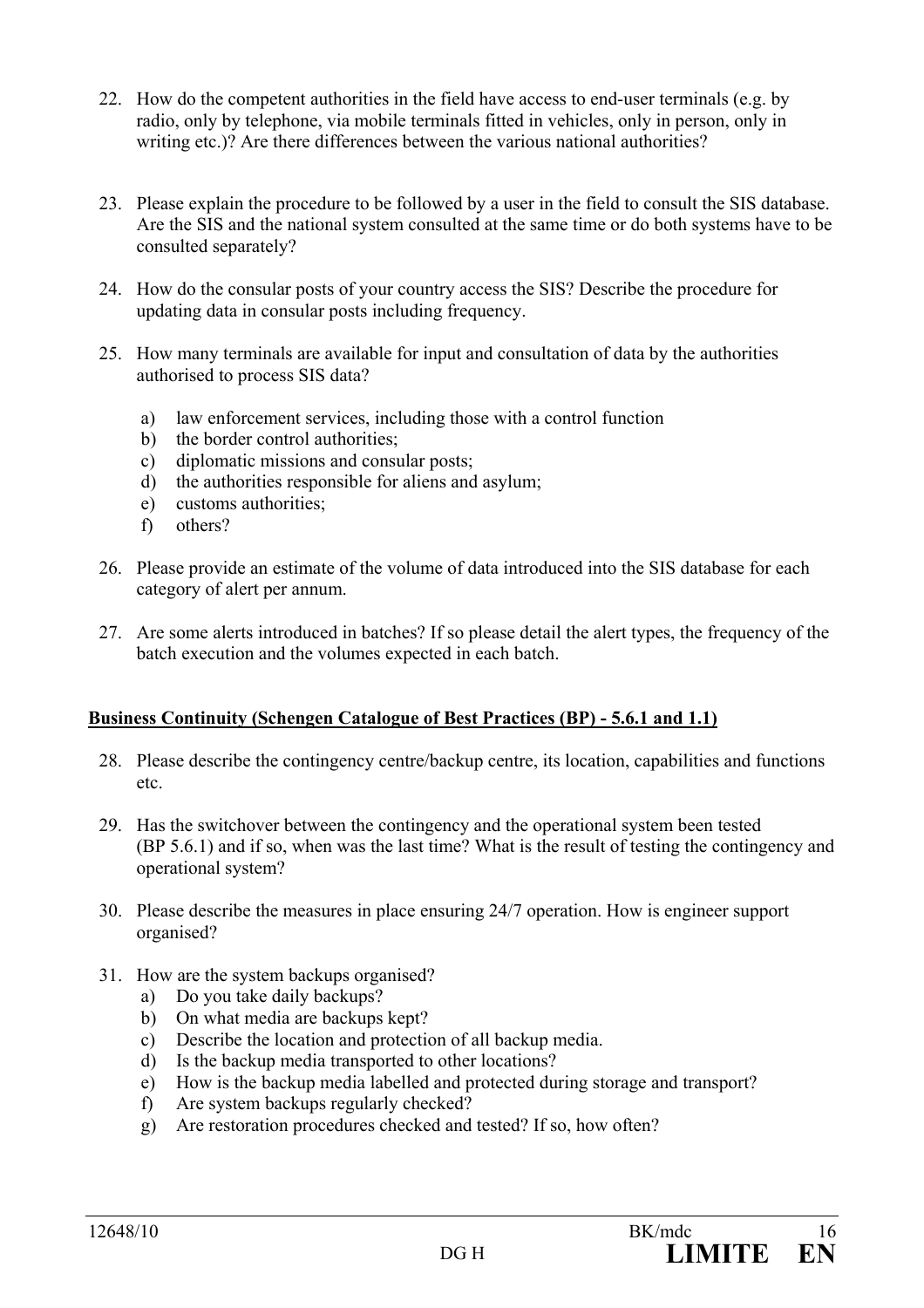22. How do the competent authorities in the field have access to end-user terminals (e.g. by radio, only by telephone, via mobile terminals fitted in vehicles, only in person, only in writing etc.)? Are there differences between the various national authorities?

23. Please explain the procedure to be followed by a user in the field to consult the SIS database. Are the SIS and the national system consulted at the same time or do both systems have to be consulted separately?

24. How do the consular posts of your country access the SIS? Describe the procedure for updating data in consular posts including frequency.

25. How many terminals are available for input and consultation of data by the authorities authorised to process SIS data?

    a) law enforcement services, including those with a control function
    b) the border control authorities;
    c) diplomatic missions and consular posts;
    d) the authorities responsible for aliens and asylum;
    e) customs authorities;
    f) others?

26. Please provide an estimate of the volume of data introduced into the SIS database for each category of alert per annum.

27. Are some alerts introduced in batches? If so please detail the alert types, the frequency of the batch execution and the volumes expected in each batch.

**Business Continuity (Schengen Catalogue of Best Practices (BP) - 5.6.1 and 1.1)**

28. Please describe the contingency centre/backup centre, its location, capabilities and functions etc.

29. Has the switchover between the contingency and the operational system been tested (BP 5.6.1) and if so, when was the last time? What is the result of testing the contingency and operational system?

30. Please describe the measures in place ensuring 24/7 operation. How is engineer support organised?

31. How are the system backups organised?
    a) Do you take daily backups?
    b) On what media are backups kept?
    c) Describe the location and protection of all backup media.
    d) Is the backup media transported to other locations?
    e) How is the backup media labelled and protected during storage and transport?
    f) Are system backups regularly checked?
    g) Are restoration procedures checked and tested? If so, how often?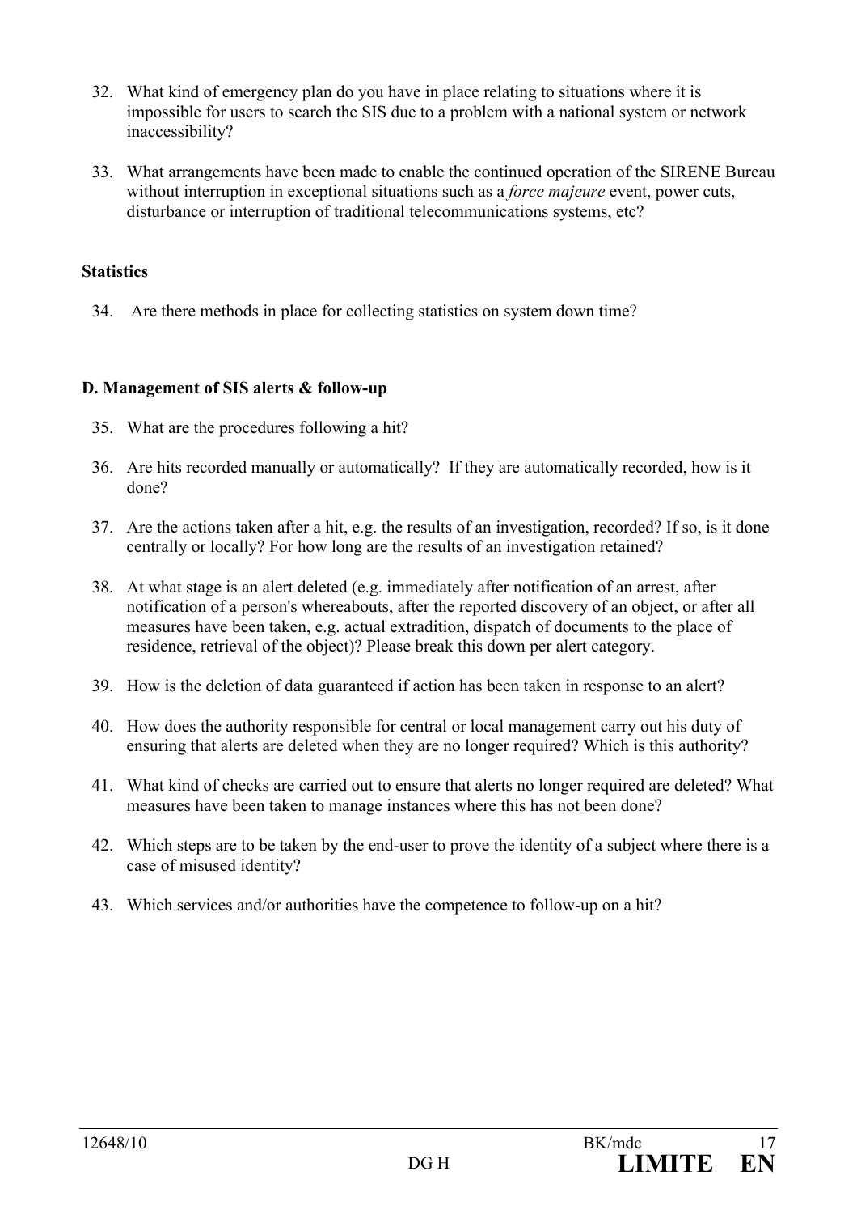32. What kind of emergency plan do you have in place relating to situations where it is impossible for users to search the SIS due to a problem with a national system or network inaccessibility?

33. What arrangements have been made to enable the continued operation of the SIRENE Bureau without interruption in exceptional situations such as a *force majeure* event, power cuts, disturbance or interruption of traditional telecommunications systems, etc?

**Statistics**

34. Are there methods in place for collecting statistics on system down time?

**D. Management of SIS alerts & follow-up**

35. What are the procedures following a hit?

36. Are hits recorded manually or automatically? If they are automatically recorded, how is it done?

37. Are the actions taken after a hit, e.g. the results of an investigation, recorded? If so, is it done centrally or locally? For how long are the results of an investigation retained?

38. At what stage is an alert deleted (e.g. immediately after notification of an arrest, after notification of a person's whereabouts, after the reported discovery of an object, or after all measures have been taken, e.g. actual extradition, dispatch of documents to the place of residence, retrieval of the object)? Please break this down per alert category.

39. How is the deletion of data guaranteed if action has been taken in response to an alert?

40. How does the authority responsible for central or local management carry out his duty of ensuring that alerts are deleted when they are no longer required? Which is this authority?

41. What kind of checks are carried out to ensure that alerts no longer required are deleted? What measures have been taken to manage instances where this has not been done?

42. Which steps are to be taken by the end-user to prove the identity of a subject where there is a case of misused identity?

43. Which services and/or authorities have the competence to follow-up on a hit?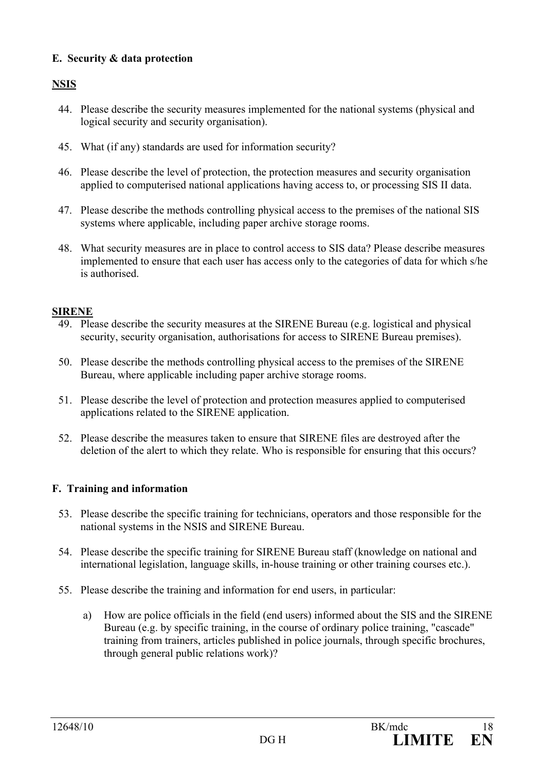**E. Security & data protection**

**NSIS**

44. Please describe the security measures implemented for the national systems (physical and logical security and security organisation).

45. What (if any) standards are used for information security?

46. Please describe the level of protection, the protection measures and security organisation applied to computerised national applications having access to, or processing SIS II data.

47. Please describe the methods controlling physical access to the premises of the national SIS systems where applicable, including paper archive storage rooms.

48. What security measures are in place to control access to SIS data? Please describe measures implemented to ensure that each user has access only to the categories of data for which s/he is authorised.

**SIRENE**

49. Please describe the security measures at the SIRENE Bureau (e.g. logistical and physical security, security organisation, authorisations for access to SIRENE Bureau premises).

50. Please describe the methods controlling physical access to the premises of the SIRENE Bureau, where applicable including paper archive storage rooms.

51. Please describe the level of protection and protection measures applied to computerised applications related to the SIRENE application.

52. Please describe the measures taken to ensure that SIRENE files are destroyed after the deletion of the alert to which they relate. Who is responsible for ensuring that this occurs?

**F. Training and information**

53. Please describe the specific training for technicians, operators and those responsible for the national systems in the NSIS and SIRENE Bureau.

54. Please describe the specific training for SIRENE Bureau staff (knowledge on national and international legislation, language skills, in-house training or other training courses etc.).

55. Please describe the training and information for end users, in particular:

    a) How are police officials in the field (end users) informed about the SIS and the SIRENE Bureau (e.g. by specific training, in the course of ordinary police training, "cascade" training from trainers, articles published in police journals, through specific brochures, through general public relations work)?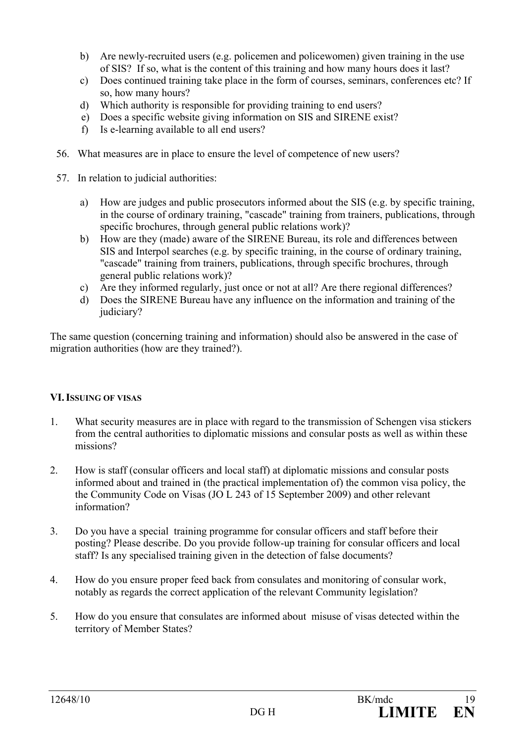b) Are newly-recruited users (e.g. policemen and policewomen) given training in the use of SIS? If so, what is the content of this training and how many hours does it last?
c) Does continued training take place in the form of courses, seminars, conferences etc? If so, how many hours?
d) Which authority is responsible for providing training to end users?
e) Does a specific website giving information on SIS and SIRENE exist?
f) Is e-learning available to all end users?

56. What measures are in place to ensure the level of competence of new users?

57. In relation to judicial authorities:

a) How are judges and public prosecutors informed about the SIS (e.g. by specific training, in the course of ordinary training, "cascade" training from trainers, publications, through specific brochures, through general public relations work)?
b) How are they (made) aware of the SIRENE Bureau, its role and differences between SIS and Interpol searches (e.g. by specific training, in the course of ordinary training, "cascade" training from trainers, publications, through specific brochures, through general public relations work)?
c) Are they informed regularly, just once or not at all? Are there regional differences?
d) Does the SIRENE Bureau have any influence on the information and training of the judiciary?

The same question (concerning training and information) should also be answered in the case of migration authorities (how are they trained?).

## VI. ISSUING OF VISAS

1. What security measures are in place with regard to the transmission of Schengen visa stickers from the central authorities to diplomatic missions and consular posts as well as within these missions?

2. How is staff (consular officers and local staff) at diplomatic missions and consular posts informed about and trained in (the practical implementation of) the common visa policy, the the Community Code on Visas (JO L 243 of 15 September 2009) and other relevant information?

3. Do you have a special training programme for consular officers and staff before their posting? Please describe. Do you provide follow-up training for consular officers and local staff? Is any specialised training given in the detection of false documents?

4. How do you ensure proper feed back from consulates and monitoring of consular work, notably as regards the correct application of the relevant Community legislation?

5. How do you ensure that consulates are informed about misuse of visas detected within the territory of Member States?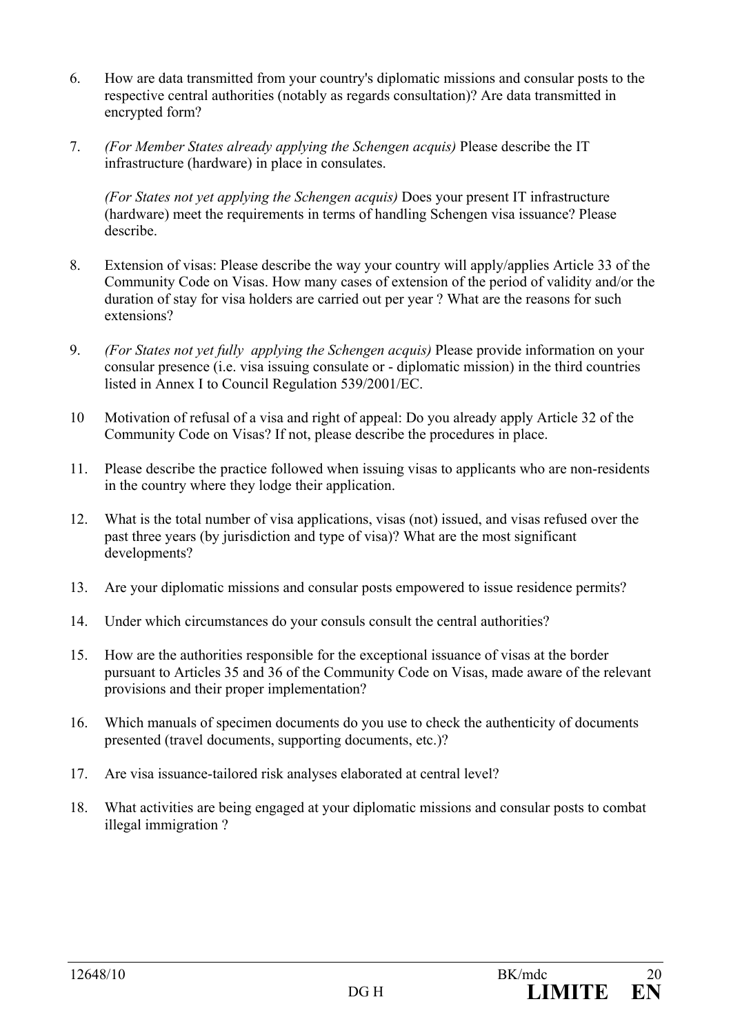6. How are data transmitted from your country's diplomatic missions and consular posts to the respective central authorities (notably as regards consultation)? Are data transmitted in encrypted form?

7. *(For Member States already applying the Schengen acquis)* Please describe the IT infrastructure (hardware) in place in consulates.

   *(For States not yet applying the Schengen acquis)* Does your present IT infrastructure (hardware) meet the requirements in terms of handling Schengen visa issuance? Please describe.

8. Extension of visas: Please describe the way your country will apply/applies Article 33 of the Community Code on Visas. How many cases of extension of the period of validity and/or the duration of stay for visa holders are carried out per year ? What are the reasons for such extensions?

9. *(For States not yet fully applying the Schengen acquis)* Please provide information on your consular presence (i.e. visa issuing consulate or - diplomatic mission) in the third countries listed in Annex I to Council Regulation 539/2001/EC.

10 Motivation of refusal of a visa and right of appeal: Do you already apply Article 32 of the Community Code on Visas? If not, please describe the procedures in place.

11. Please describe the practice followed when issuing visas to applicants who are non-residents in the country where they lodge their application.

12. What is the total number of visa applications, visas (not) issued, and visas refused over the past three years (by jurisdiction and type of visa)? What are the most significant developments?

13. Are your diplomatic missions and consular posts empowered to issue residence permits?

14. Under which circumstances do your consuls consult the central authorities?

15. How are the authorities responsible for the exceptional issuance of visas at the border pursuant to Articles 35 and 36 of the Community Code on Visas, made aware of the relevant provisions and their proper implementation?

16. Which manuals of specimen documents do you use to check the authenticity of documents presented (travel documents, supporting documents, etc.)?

17. Are visa issuance-tailored risk analyses elaborated at central level?

18. What activities are being engaged at your diplomatic missions and consular posts to combat illegal immigration ?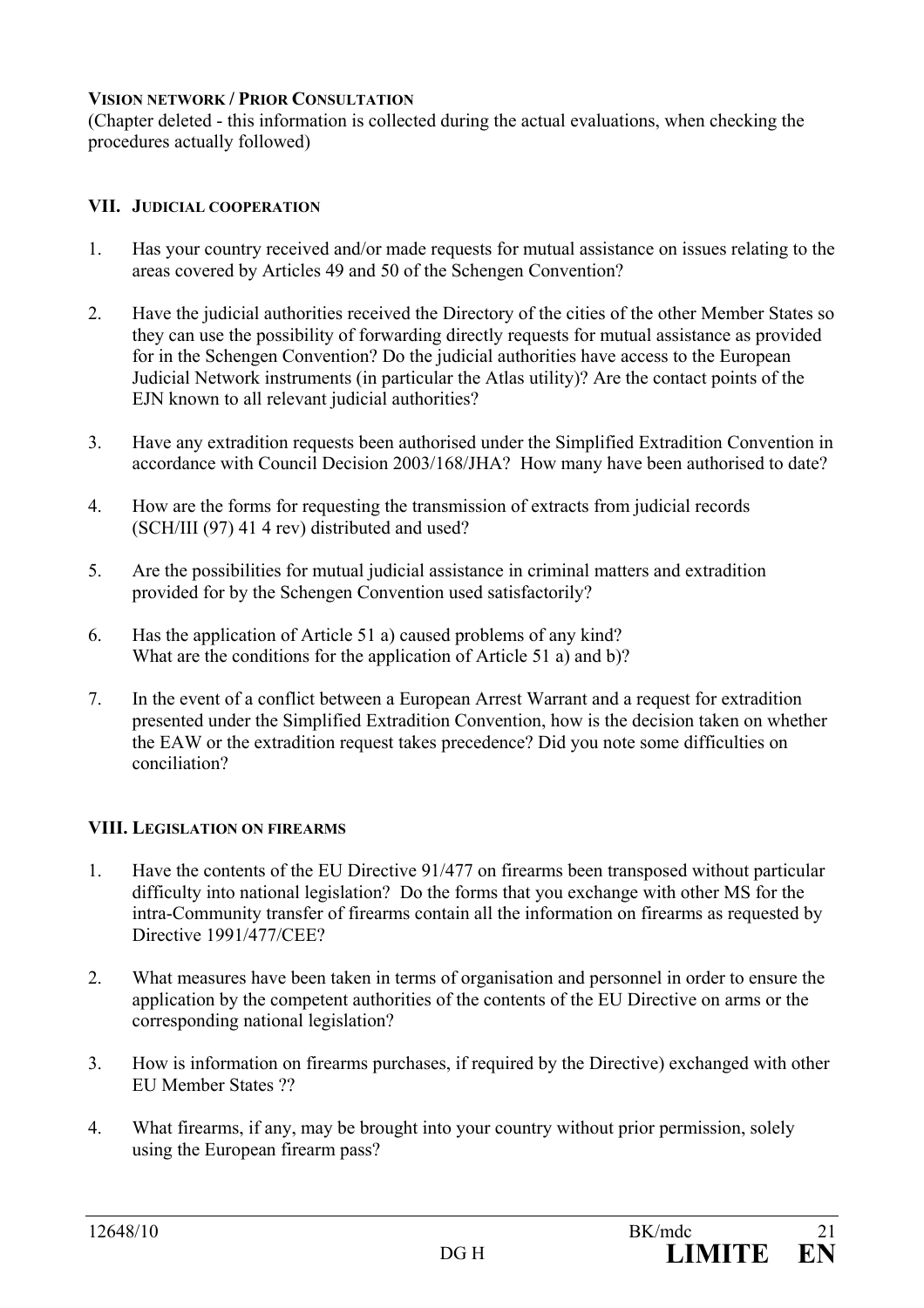**VISION NETWORK / PRIOR CONSULTATION**

(Chapter deleted - this information is collected during the actual evaluations, when checking the procedures actually followed)

## VII. JUDICIAL COOPERATION

1. Has your country received and/or made requests for mutual assistance on issues relating to the areas covered by Articles 49 and 50 of the Schengen Convention?

2. Have the judicial authorities received the Directory of the cities of the other Member States so they can use the possibility of forwarding directly requests for mutual assistance as provided for in the Schengen Convention? Do the judicial authorities have access to the European Judicial Network instruments (in particular the Atlas utility)? Are the contact points of the EJN known to all relevant judicial authorities?

3. Have any extradition requests been authorised under the Simplified Extradition Convention in accordance with Council Decision 2003/168/JHA? How many have been authorised to date?

4. How are the forms for requesting the transmission of extracts from judicial records (SCH/III (97) 41 4 rev) distributed and used?

5. Are the possibilities for mutual judicial assistance in criminal matters and extradition provided for by the Schengen Convention used satisfactorily?

6. Has the application of Article 51 a) caused problems of any kind?
   What are the conditions for the application of Article 51 a) and b)?

7. In the event of a conflict between a European Arrest Warrant and a request for extradition presented under the Simplified Extradition Convention, how is the decision taken on whether the EAW or the extradition request takes precedence? Did you note some difficulties on conciliation?

## VIII. LEGISLATION ON FIREARMS

1. Have the contents of the EU Directive 91/477 on firearms been transposed without particular difficulty into national legislation? Do the forms that you exchange with other MS for the intra-Community transfer of firearms contain all the information on firearms as requested by Directive 1991/477/CEE?

2. What measures have been taken in terms of organisation and personnel in order to ensure the application by the competent authorities of the contents of the EU Directive on arms or the corresponding national legislation?

3. How is information on firearms purchases, if required by the Directive) exchanged with other EU Member States ??

4. What firearms, if any, may be brought into your country without prior permission, solely using the European firearm pass?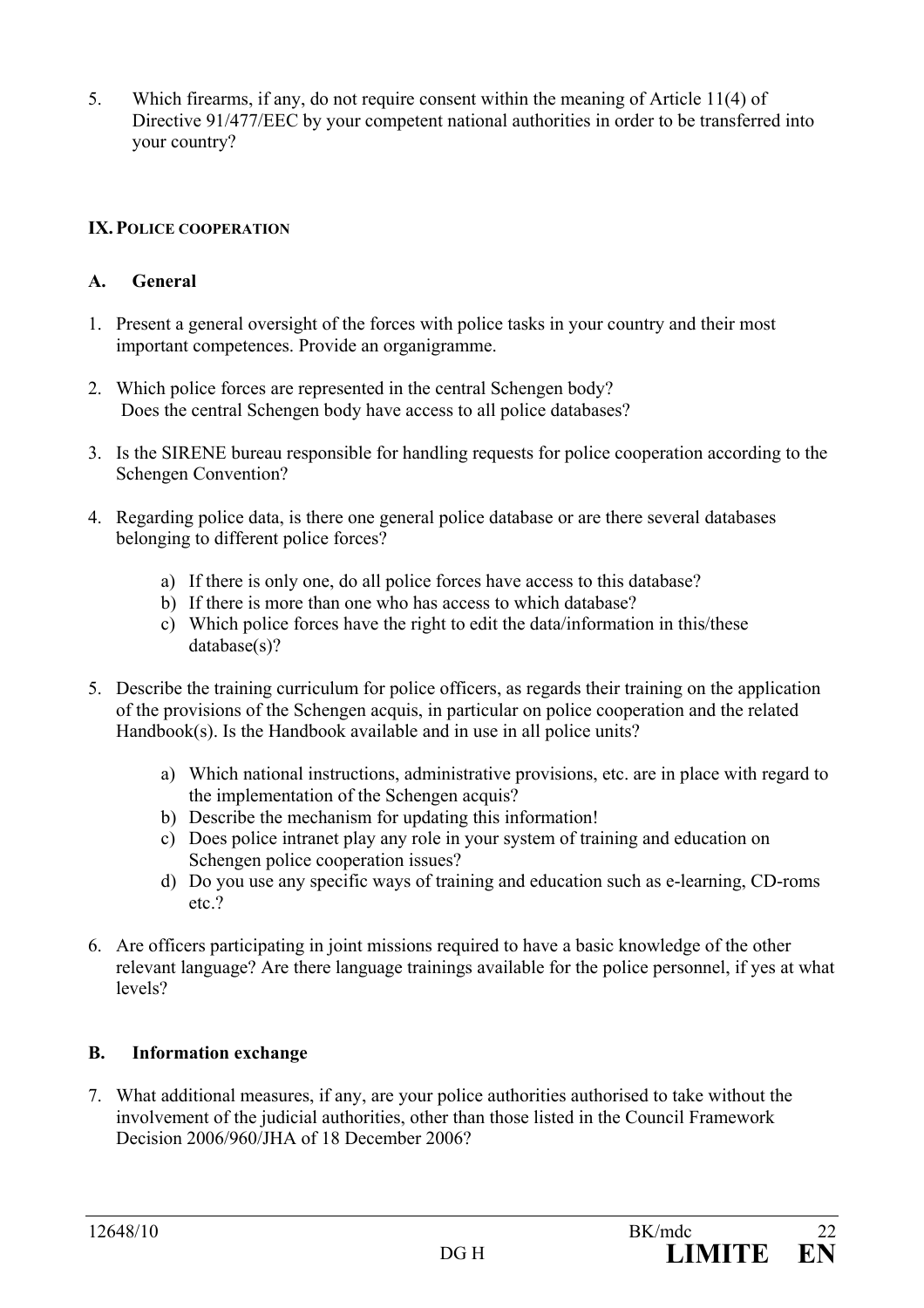5. Which firearms, if any, do not require consent within the meaning of Article 11(4) of Directive 91/477/EEC by your competent national authorities in order to be transferred into your country?

## IX. Police cooperation

### A. General

1. Present a general oversight of the forces with police tasks in your country and their most important competences. Provide an organigramme.

2. Which police forces are represented in the central Schengen body?
   Does the central Schengen body have access to all police databases?

3. Is the SIRENE bureau responsible for handling requests for police cooperation according to the Schengen Convention?

4. Regarding police data, is there one general police database or are there several databases belonging to different police forces?

   a) If there is only one, do all police forces have access to this database?
   b) If there is more than one who has access to which database?
   c) Which police forces have the right to edit the data/information in this/these database(s)?

5. Describe the training curriculum for police officers, as regards their training on the application of the provisions of the Schengen acquis, in particular on police cooperation and the related Handbook(s). Is the Handbook available and in use in all police units?

   a) Which national instructions, administrative provisions, etc. are in place with regard to the implementation of the Schengen acquis?
   b) Describe the mechanism for updating this information!
   c) Does police intranet play any role in your system of training and education on Schengen police cooperation issues?
   d) Do you use any specific ways of training and education such as e-learning, CD-roms etc.?

6. Are officers participating in joint missions required to have a basic knowledge of the other relevant language? Are there language trainings available for the police personnel, if yes at what levels?

### B. Information exchange

7. What additional measures, if any, are your police authorities authorised to take without the involvement of the judicial authorities, other than those listed in the Council Framework Decision 2006/960/JHA of 18 December 2006?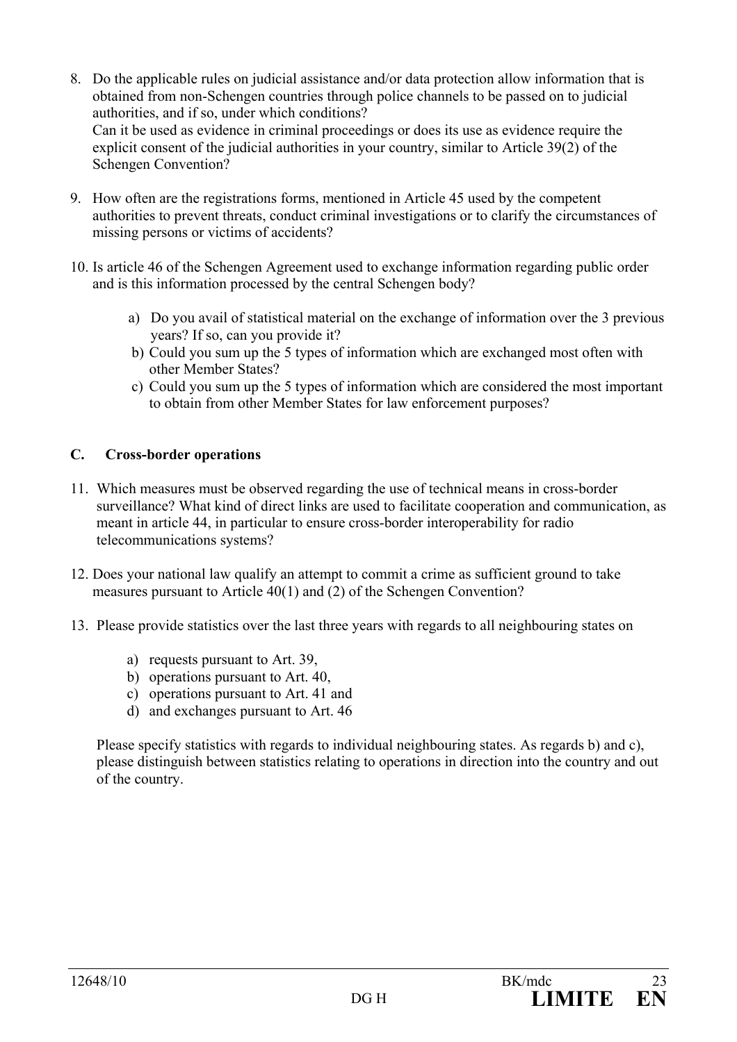8. Do the applicable rules on judicial assistance and/or data protection allow information that is obtained from non-Schengen countries through police channels to be passed on to judicial authorities, and if so, under which conditions?
   Can it be used as evidence in criminal proceedings or does its use as evidence require the explicit consent of the judicial authorities in your country, similar to Article 39(2) of the Schengen Convention?

9. How often are the registrations forms, mentioned in Article 45 used by the competent authorities to prevent threats, conduct criminal investigations or to clarify the circumstances of missing persons or victims of accidents?

10. Is article 46 of the Schengen Agreement used to exchange information regarding public order and is this information processed by the central Schengen body?

    a) Do you avail of statistical material on the exchange of information over the 3 previous years? If so, can you provide it?
    b) Could you sum up the 5 types of information which are exchanged most often with other Member States?
    c) Could you sum up the 5 types of information which are considered the most important to obtain from other Member States for law enforcement purposes?

## C. Cross-border operations

11. Which measures must be observed regarding the use of technical means in cross-border surveillance? What kind of direct links are used to facilitate cooperation and communication, as meant in article 44, in particular to ensure cross-border interoperability for radio telecommunications systems?

12. Does your national law qualify an attempt to commit a crime as sufficient ground to take measures pursuant to Article 40(1) and (2) of the Schengen Convention?

13. Please provide statistics over the last three years with regards to all neighbouring states on

    a) requests pursuant to Art. 39,
    b) operations pursuant to Art. 40,
    c) operations pursuant to Art. 41 and
    d) and exchanges pursuant to Art. 46

    Please specify statistics with regards to individual neighbouring states. As regards b) and c), please distinguish between statistics relating to operations in direction into the country and out of the country.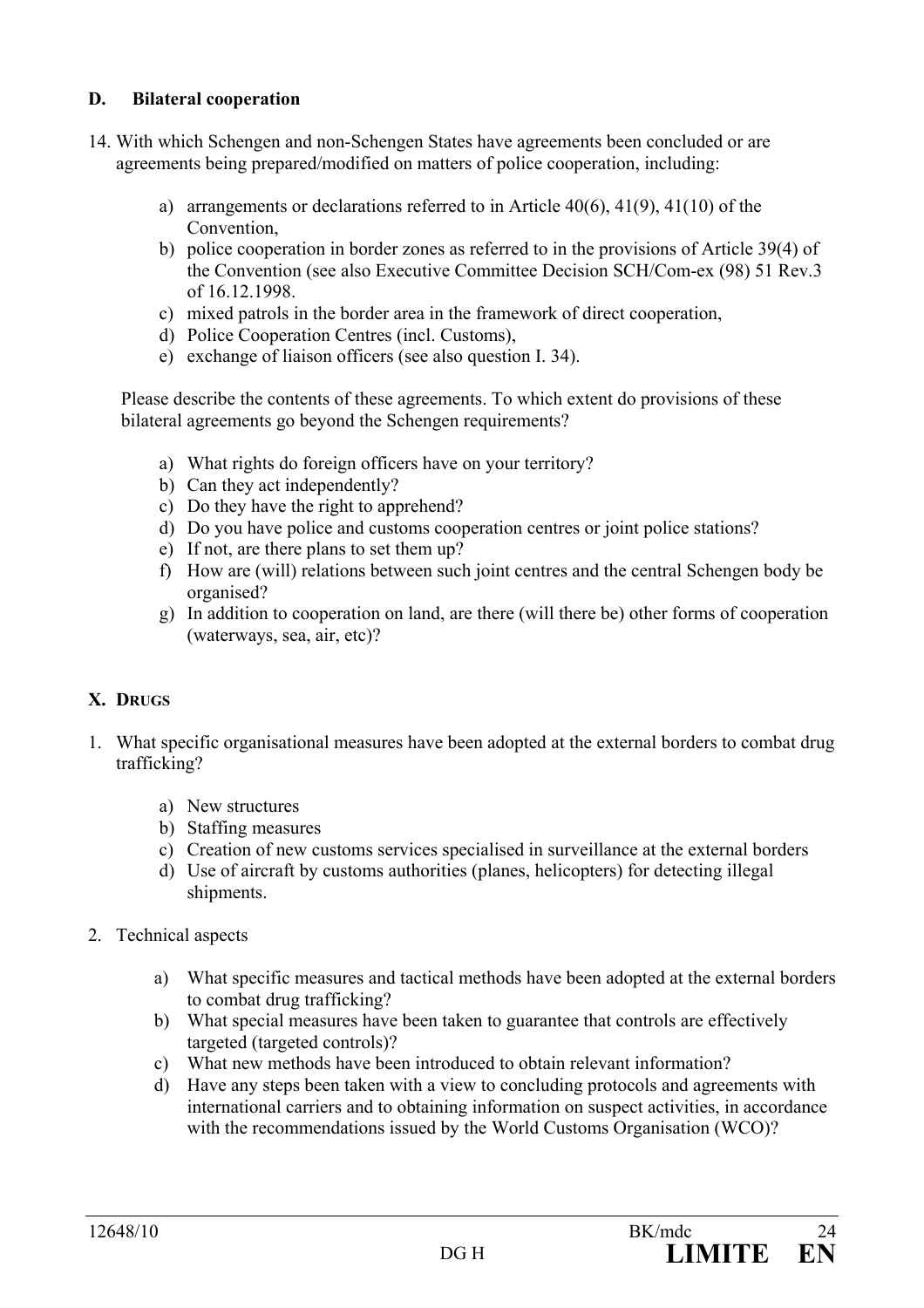### D. Bilateral cooperation

14. With which Schengen and non-Schengen States have agreements been concluded or are agreements being prepared/modified on matters of police cooperation, including:

    a) arrangements or declarations referred to in Article 40(6), 41(9), 41(10) of the Convention,
    b) police cooperation in border zones as referred to in the provisions of Article 39(4) of the Convention (see also Executive Committee Decision SCH/Com-ex (98) 51 Rev.3 of 16.12.1998.
    c) mixed patrols in the border area in the framework of direct cooperation,
    d) Police Cooperation Centres (incl. Customs),
    e) exchange of liaison officers (see also question I. 34).

    Please describe the contents of these agreements. To which extent do provisions of these bilateral agreements go beyond the Schengen requirements?

    a) What rights do foreign officers have on your territory?
    b) Can they act independently?
    c) Do they have the right to apprehend?
    d) Do you have police and customs cooperation centres or joint police stations?
    e) If not, are there plans to set them up?
    f) How are (will) relations between such joint centres and the central Schengen body be organised?
    g) In addition to cooperation on land, are there (will there be) other forms of cooperation (waterways, sea, air, etc)?

## X. Drugs

1. What specific organisational measures have been adopted at the external borders to combat drug trafficking?

    a) New structures
    b) Staffing measures
    c) Creation of new customs services specialised in surveillance at the external borders
    d) Use of aircraft by customs authorities (planes, helicopters) for detecting illegal shipments.

2. Technical aspects

    a) What specific measures and tactical methods have been adopted at the external borders to combat drug trafficking?
    b) What special measures have been taken to guarantee that controls are effectively targeted (targeted controls)?
    c) What new methods have been introduced to obtain relevant information?
    d) Have any steps been taken with a view to concluding protocols and agreements with international carriers and to obtaining information on suspect activities, in accordance with the recommendations issued by the World Customs Organisation (WCO)?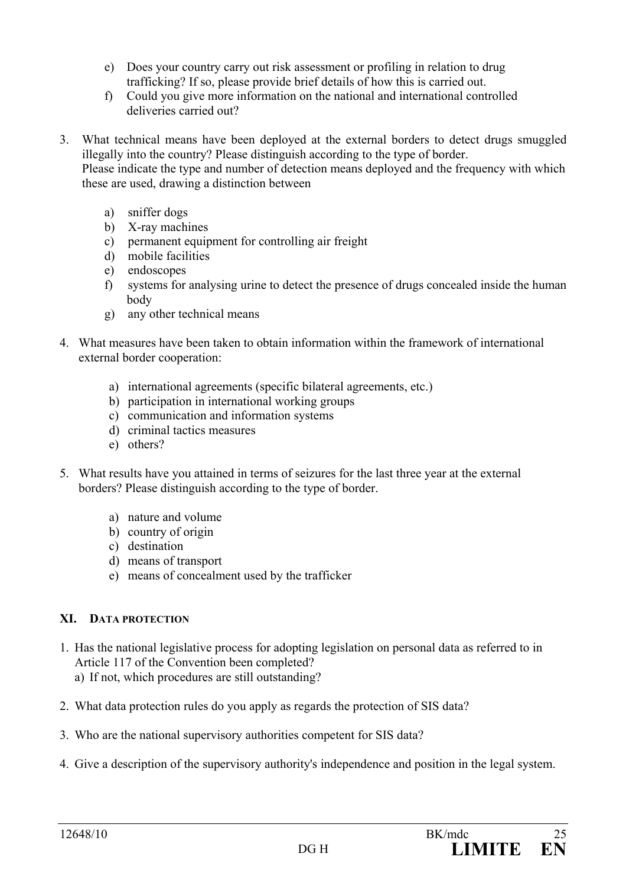e) Does your country carry out risk assessment or profiling in relation to drug trafficking? If so, please provide brief details of how this is carried out.

f) Could you give more information on the national and international controlled deliveries carried out?

3. What technical means have been deployed at the external borders to detect drugs smuggled illegally into the country? Please distinguish according to the type of border.
   Please indicate the type and number of detection means deployed and the frequency with which these are used, drawing a distinction between

   a) sniffer dogs
   b) X-ray machines
   c) permanent equipment for controlling air freight
   d) mobile facilities
   e) endoscopes
   f) systems for analysing urine to detect the presence of drugs concealed inside the human body
   g) any other technical means

4. What measures have been taken to obtain information within the framework of international external border cooperation:

   a) international agreements (specific bilateral agreements, etc.)
   b) participation in international working groups
   c) communication and information systems
   d) criminal tactics measures
   e) others?

5. What results have you attained in terms of seizures for the last three year at the external borders? Please distinguish according to the type of border.

   a) nature and volume
   b) country of origin
   c) destination
   d) means of transport
   e) means of concealment used by the trafficker

## XI. DATA PROTECTION

1. Has the national legislative process for adopting legislation on personal data as referred to in Article 117 of the Convention been completed?
   a) If not, which procedures are still outstanding?

2. What data protection rules do you apply as regards the protection of SIS data?

3. Who are the national supervisory authorities competent for SIS data?

4. Give a description of the supervisory authority's independence and position in the legal system.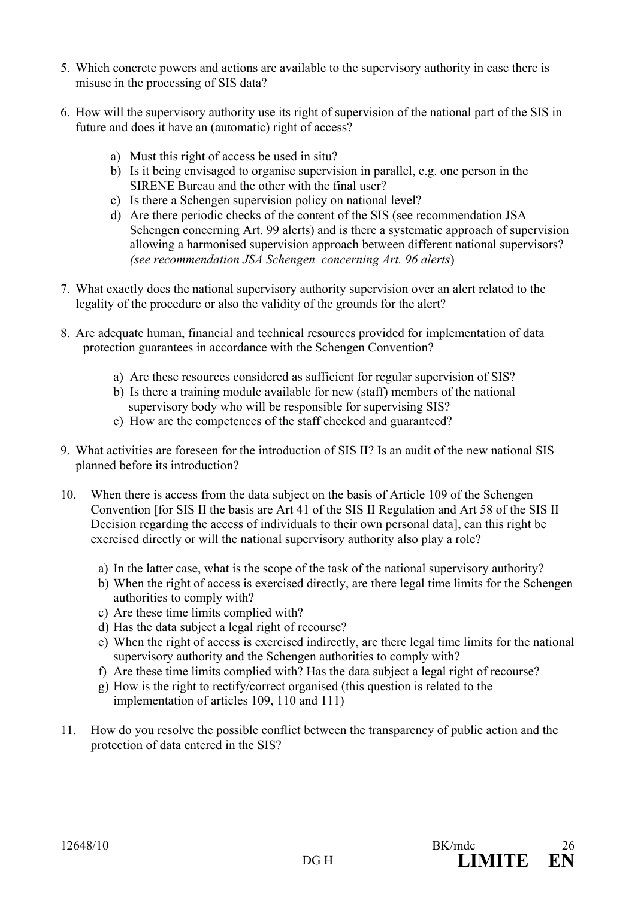5. Which concrete powers and actions are available to the supervisory authority in case there is misuse in the processing of SIS data?

6. How will the supervisory authority use its right of supervision of the national part of the SIS in future and does it have an (automatic) right of access?

   a) Must this right of access be used in situ?
   b) Is it being envisaged to organise supervision in parallel, e.g. one person in the SIRENE Bureau and the other with the final user?
   c) Is there a Schengen supervision policy on national level?
   d) Are there periodic checks of the content of the SIS (see recommendation JSA Schengen concerning Art. 99 alerts) and is there a systematic approach of supervision allowing a harmonised supervision approach between different national supervisors? *(see recommendation JSA Schengen concerning Art. 96 alerts*)

7. What exactly does the national supervisory authority supervision over an alert related to the legality of the procedure or also the validity of the grounds for the alert?

8. Are adequate human, financial and technical resources provided for implementation of data protection guarantees in accordance with the Schengen Convention?

   a) Are these resources considered as sufficient for regular supervision of SIS?
   b) Is there a training module available for new (staff) members of the national supervisory body who will be responsible for supervising SIS?
   c) How are the competences of the staff checked and guaranteed?

9. What activities are foreseen for the introduction of SIS II? Is an audit of the new national SIS planned before its introduction?

10. When there is access from the data subject on the basis of Article 109 of the Schengen Convention [for SIS II the basis are Art 41 of the SIS II Regulation and Art 58 of the SIS II Decision regarding the access of individuals to their own personal data], can this right be exercised directly or will the national supervisory authority also play a role?

    a) In the latter case, what is the scope of the task of the national supervisory authority?
    b) When the right of access is exercised directly, are there legal time limits for the Schengen authorities to comply with?
    c) Are these time limits complied with?
    d) Has the data subject a legal right of recourse?
    e) When the right of access is exercised indirectly, are there legal time limits for the national supervisory authority and the Schengen authorities to comply with?
    f) Are these time limits complied with? Has the data subject a legal right of recourse?
    g) How is the right to rectify/correct organised (this question is related to the implementation of articles 109, 110 and 111)

11. How do you resolve the possible conflict between the transparency of public action and the protection of data entered in the SIS?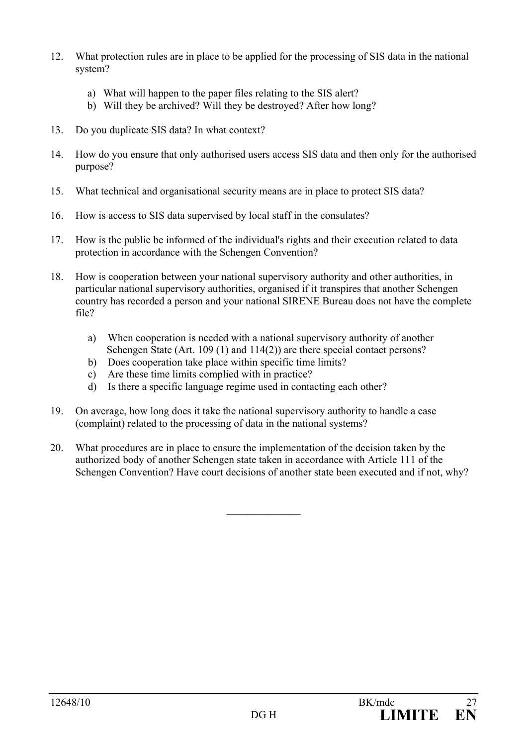12. What protection rules are in place to be applied for the processing of SIS data in the national system?

    a) What will happen to the paper files relating to the SIS alert?
    b) Will they be archived? Will they be destroyed? After how long?

13. Do you duplicate SIS data? In what context?

14. How do you ensure that only authorised users access SIS data and then only for the authorised purpose?

15. What technical and organisational security means are in place to protect SIS data?

16. How is access to SIS data supervised by local staff in the consulates?

17. How is the public be informed of the individual's rights and their execution related to data protection in accordance with the Schengen Convention?

18. How is cooperation between your national supervisory authority and other authorities, in particular national supervisory authorities, organised if it transpires that another Schengen country has recorded a person and your national SIRENE Bureau does not have the complete file?

    a) When cooperation is needed with a national supervisory authority of another Schengen State (Art. 109 (1) and 114(2)) are there special contact persons?
    b) Does cooperation take place within specific time limits?
    c) Are these time limits complied with in practice?
    d) Is there a specific language regime used in contacting each other?

19. On average, how long does it take the national supervisory authority to handle a case (complaint) related to the processing of data in the national systems?

20. What procedures are in place to ensure the implementation of the decision taken by the authorized body of another Schengen state taken in accordance with Article 111 of the Schengen Convention? Have court decisions of another state been executed and if not, why?

______________